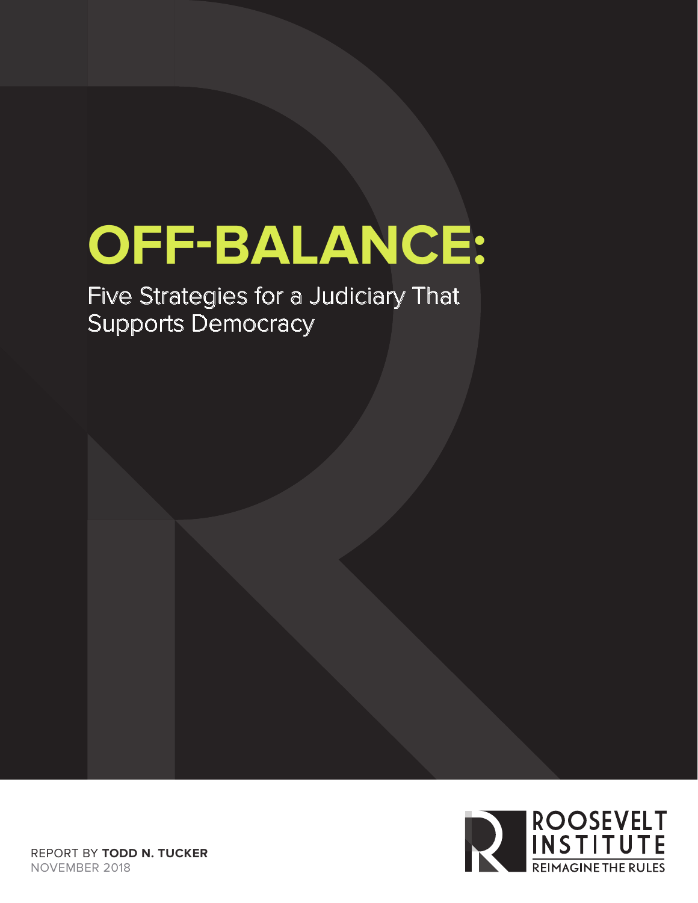# OFF-BALANCE:

Five Strategies for a Judiciary That Supports Democracy

REPORT BY **TODD N. TUCKER**
NOVEMBER 2018

ROOSEVELT INSTITUTE
REIMAGINE THE RULES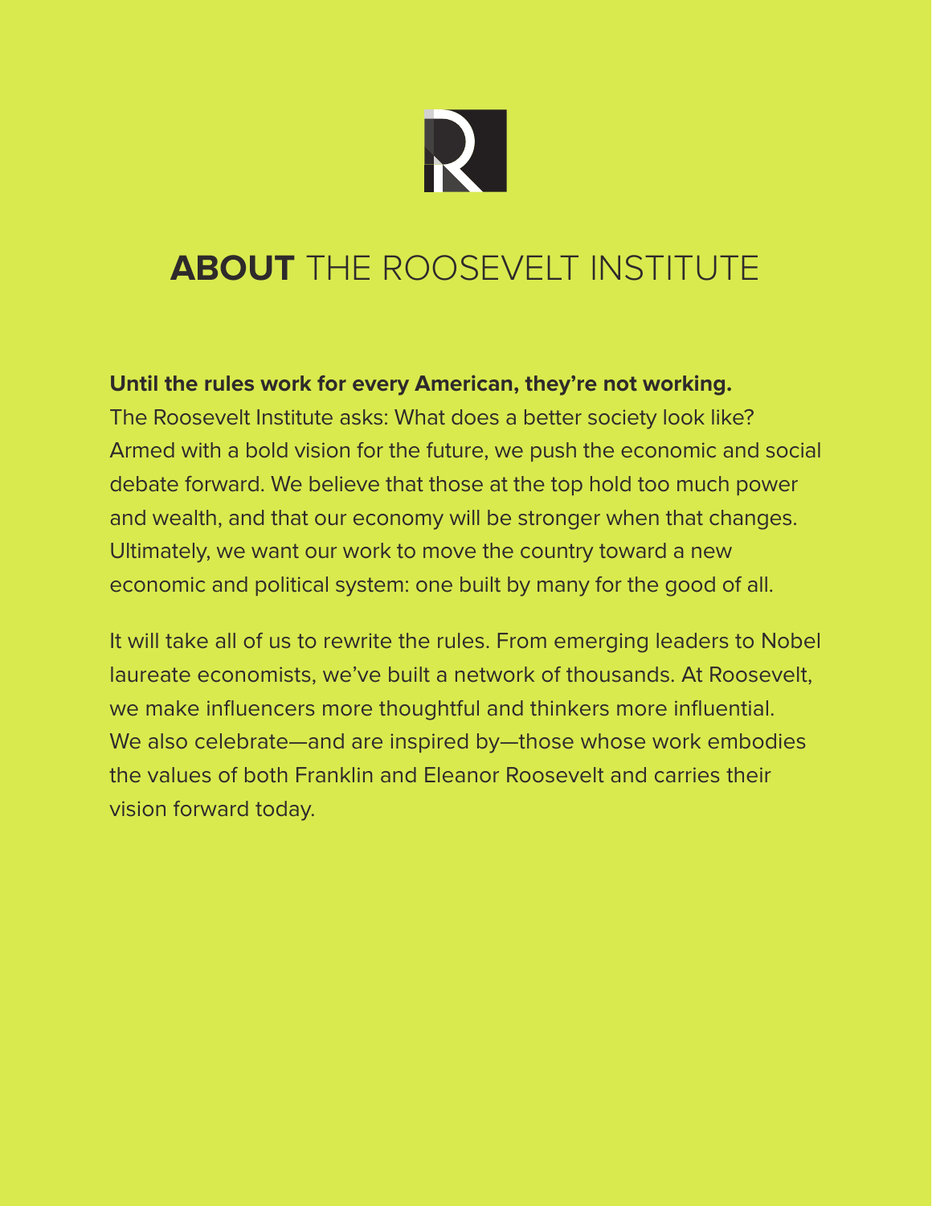# **ABOUT** THE ROOSEVELT INSTITUTE

**Until the rules work for every American, they're not working.**
The Roosevelt Institute asks: What does a better society look like? Armed with a bold vision for the future, we push the economic and social debate forward. We believe that those at the top hold too much power and wealth, and that our economy will be stronger when that changes. Ultimately, we want our work to move the country toward a new economic and political system: one built by many for the good of all.

It will take all of us to rewrite the rules. From emerging leaders to Nobel laureate economists, we've built a network of thousands. At Roosevelt, we make influencers more thoughtful and thinkers more influential. We also celebrate—and are inspired by—those whose work embodies the values of both Franklin and Eleanor Roosevelt and carries their vision forward today.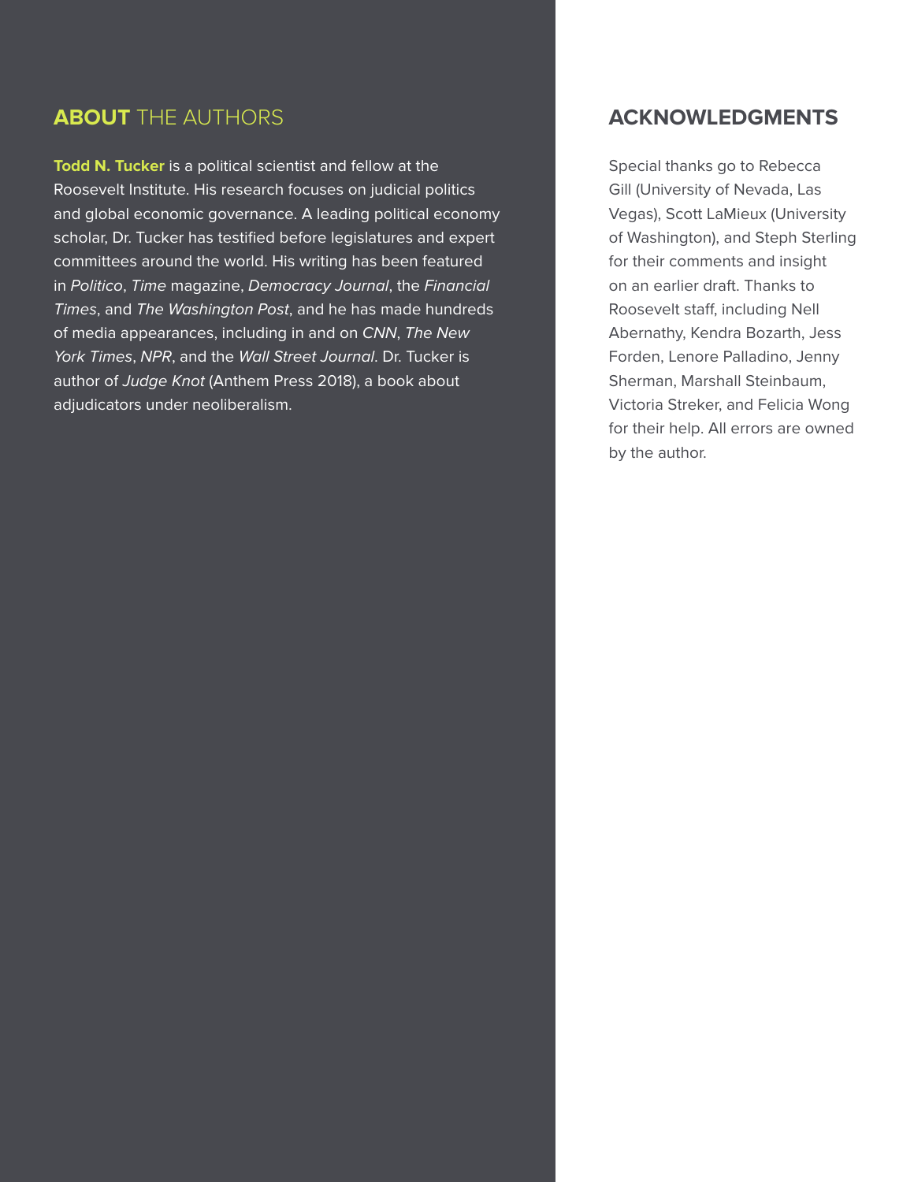## **ABOUT** THE AUTHORS

**Todd N. Tucker** is a political scientist and fellow at the Roosevelt Institute. His research focuses on judicial politics and global economic governance. A leading political economy scholar, Dr. Tucker has testified before legislatures and expert committees around the world. His writing has been featured in *Politico*, *Time* magazine, *Democracy Journal*, the *Financial Times*, and *The Washington Post*, and he has made hundreds of media appearances, including in and on *CNN*, *The New York Times*, *NPR*, and the *Wall Street Journal*. Dr. Tucker is author of *Judge Knot* (Anthem Press 2018), a book about adjudicators under neoliberalism.

## ACKNOWLEDGMENTS

Special thanks go to Rebecca Gill (University of Nevada, Las Vegas), Scott LaMieux (University of Washington), and Steph Sterling for their comments and insight on an earlier draft. Thanks to Roosevelt staff, including Nell Abernathy, Kendra Bozarth, Jess Forden, Lenore Palladino, Jenny Sherman, Marshall Steinbaum, Victoria Streker, and Felicia Wong for their help. All errors are owned by the author.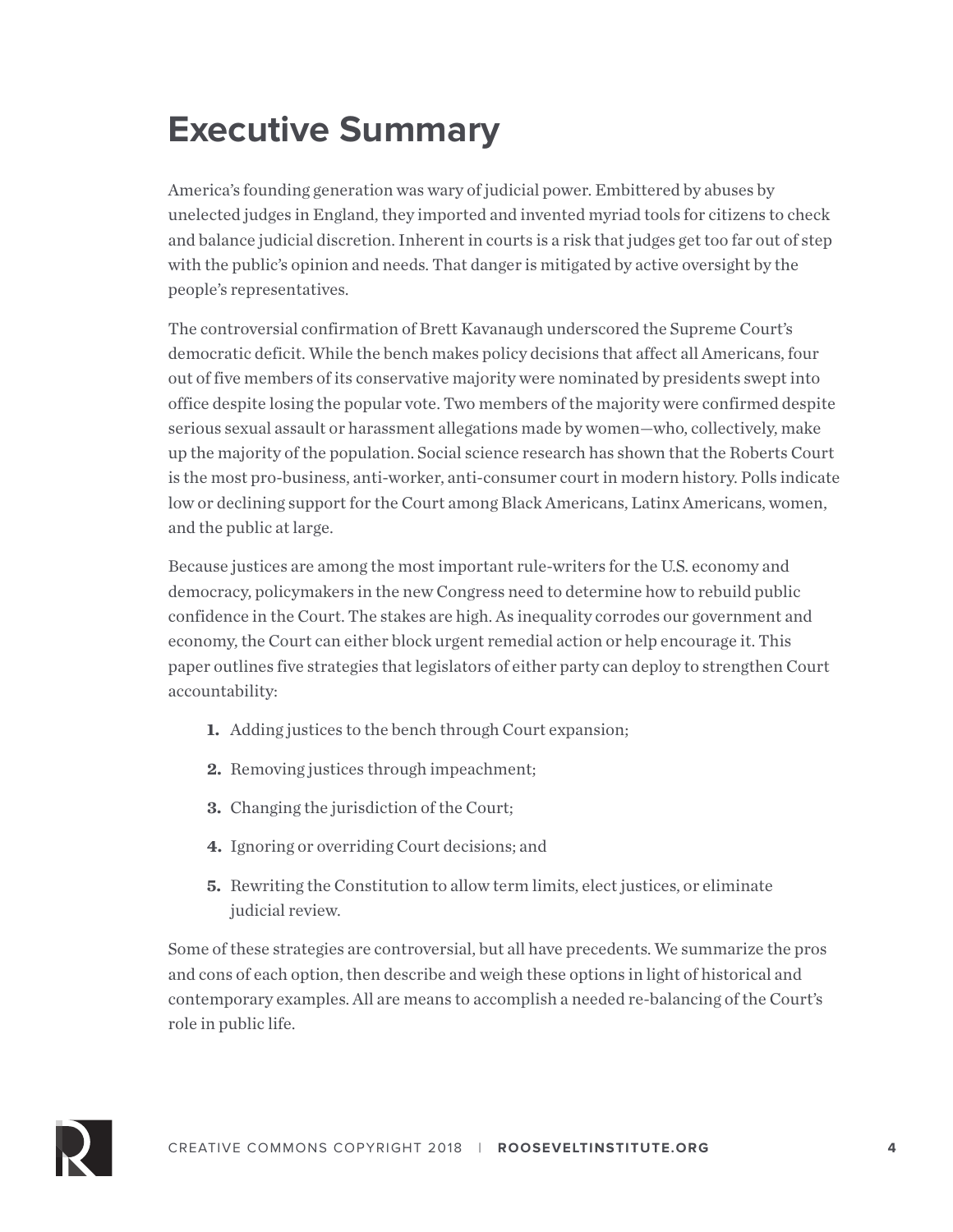# Executive Summary

America's founding generation was wary of judicial power. Embittered by abuses by unelected judges in England, they imported and invented myriad tools for citizens to check and balance judicial discretion. Inherent in courts is a risk that judges get too far out of step with the public's opinion and needs. That danger is mitigated by active oversight by the people's representatives.

The controversial confirmation of Brett Kavanaugh underscored the Supreme Court's democratic deficit. While the bench makes policy decisions that affect all Americans, four out of five members of its conservative majority were nominated by presidents swept into office despite losing the popular vote. Two members of the majority were confirmed despite serious sexual assault or harassment allegations made by women—who, collectively, make up the majority of the population. Social science research has shown that the Roberts Court is the most pro-business, anti-worker, anti-consumer court in modern history. Polls indicate low or declining support for the Court among Black Americans, Latinx Americans, women, and the public at large.

Because justices are among the most important rule-writers for the U.S. economy and democracy, policymakers in the new Congress need to determine how to rebuild public confidence in the Court. The stakes are high. As inequality corrodes our government and economy, the Court can either block urgent remedial action or help encourage it. This paper outlines five strategies that legislators of either party can deploy to strengthen Court accountability:

1. Adding justices to the bench through Court expansion;
2. Removing justices through impeachment;
3. Changing the jurisdiction of the Court;
4. Ignoring or overriding Court decisions; and
5. Rewriting the Constitution to allow term limits, elect justices, or eliminate judicial review.

Some of these strategies are controversial, but all have precedents. We summarize the pros and cons of each option, then describe and weigh these options in light of historical and contemporary examples. All are means to accomplish a needed re-balancing of the Court's role in public life.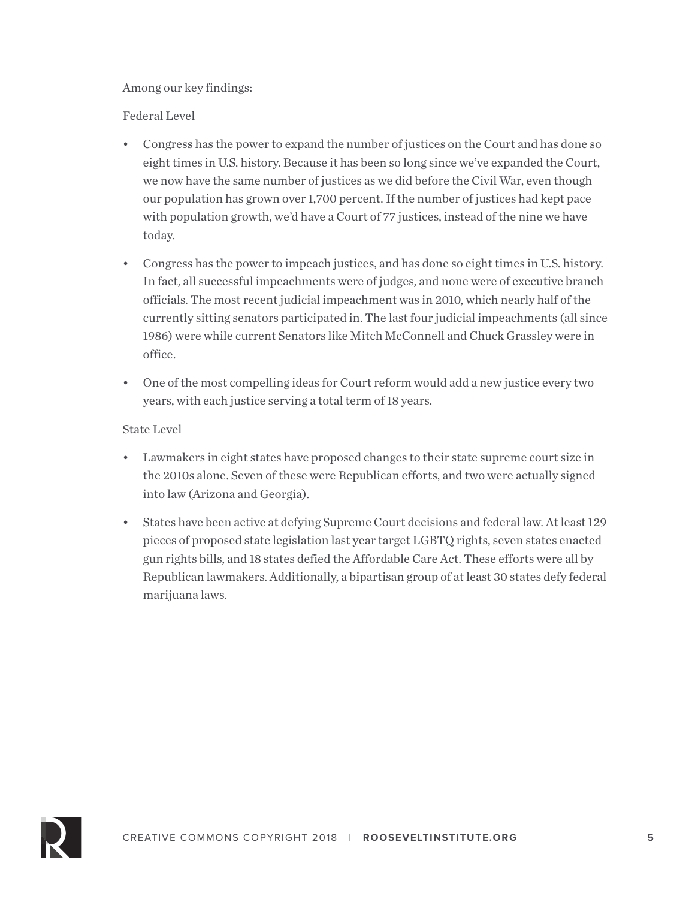Among our key findings:

Federal Level

- Congress has the power to expand the number of justices on the Court and has done so eight times in U.S. history. Because it has been so long since we've expanded the Court, we now have the same number of justices as we did before the Civil War, even though our population has grown over 1,700 percent. If the number of justices had kept pace with population growth, we'd have a Court of 77 justices, instead of the nine we have today.
- Congress has the power to impeach justices, and has done so eight times in U.S. history. In fact, all successful impeachments were of judges, and none were of executive branch officials. The most recent judicial impeachment was in 2010, which nearly half of the currently sitting senators participated in. The last four judicial impeachments (all since 1986) were while current Senators like Mitch McConnell and Chuck Grassley were in office.
- One of the most compelling ideas for Court reform would add a new justice every two years, with each justice serving a total term of 18 years.

State Level

- Lawmakers in eight states have proposed changes to their state supreme court size in the 2010s alone. Seven of these were Republican efforts, and two were actually signed into law (Arizona and Georgia).
- States have been active at defying Supreme Court decisions and federal law. At least 129 pieces of proposed state legislation last year target LGBTQ rights, seven states enacted gun rights bills, and 18 states defied the Affordable Care Act. These efforts were all by Republican lawmakers. Additionally, a bipartisan group of at least 30 states defy federal marijuana laws.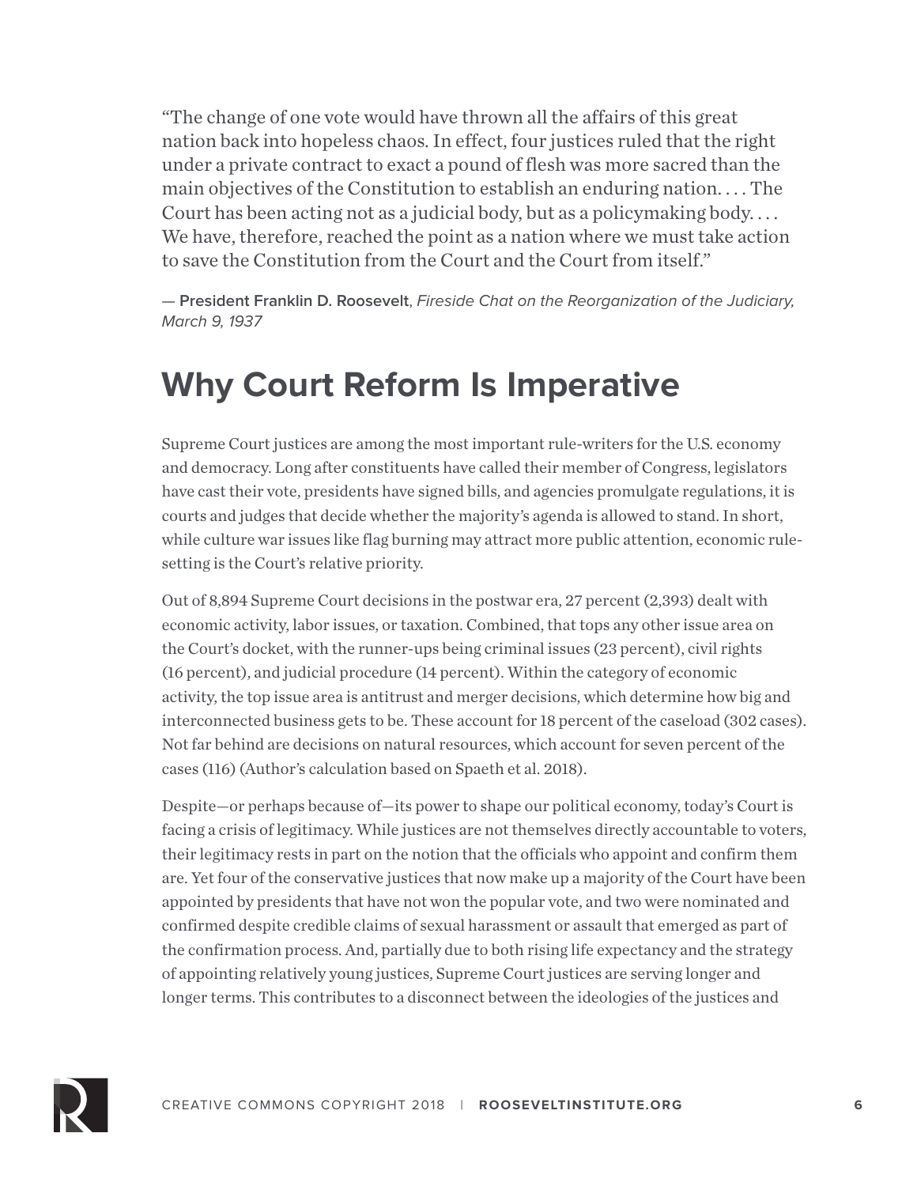"The change of one vote would have thrown all the affairs of this great nation back into hopeless chaos. In effect, four justices ruled that the right under a private contract to exact a pound of flesh was more sacred than the main objectives of the Constitution to establish an enduring nation. . . . The Court has been acting not as a judicial body, but as a policymaking body. . . . We have, therefore, reached the point as a nation where we must take action to save the Constitution from the Court and the Court from itself."

— **President Franklin D. Roosevelt**, *Fireside Chat on the Reorganization of the Judiciary, March 9, 1937*

# Why Court Reform Is Imperative

Supreme Court justices are among the most important rule-writers for the U.S. economy and democracy. Long after constituents have called their member of Congress, legislators have cast their vote, presidents have signed bills, and agencies promulgate regulations, it is courts and judges that decide whether the majority's agenda is allowed to stand. In short, while culture war issues like flag burning may attract more public attention, economic rule-setting is the Court's relative priority.

Out of 8,894 Supreme Court decisions in the postwar era, 27 percent (2,393) dealt with economic activity, labor issues, or taxation. Combined, that tops any other issue area on the Court's docket, with the runner-ups being criminal issues (23 percent), civil rights (16 percent), and judicial procedure (14 percent). Within the category of economic activity, the top issue area is antitrust and merger decisions, which determine how big and interconnected business gets to be. These account for 18 percent of the caseload (302 cases). Not far behind are decisions on natural resources, which account for seven percent of the cases (116) (Author's calculation based on Spaeth et al. 2018).

Despite—or perhaps because of—its power to shape our political economy, today's Court is facing a crisis of legitimacy. While justices are not themselves directly accountable to voters, their legitimacy rests in part on the notion that the officials who appoint and confirm them are. Yet four of the conservative justices that now make up a majority of the Court have been appointed by presidents that have not won the popular vote, and two were nominated and confirmed despite credible claims of sexual harassment or assault that emerged as part of the confirmation process. And, partially due to both rising life expectancy and the strategy of appointing relatively young justices, Supreme Court justices are serving longer and longer terms. This contributes to a disconnect between the ideologies of the justices and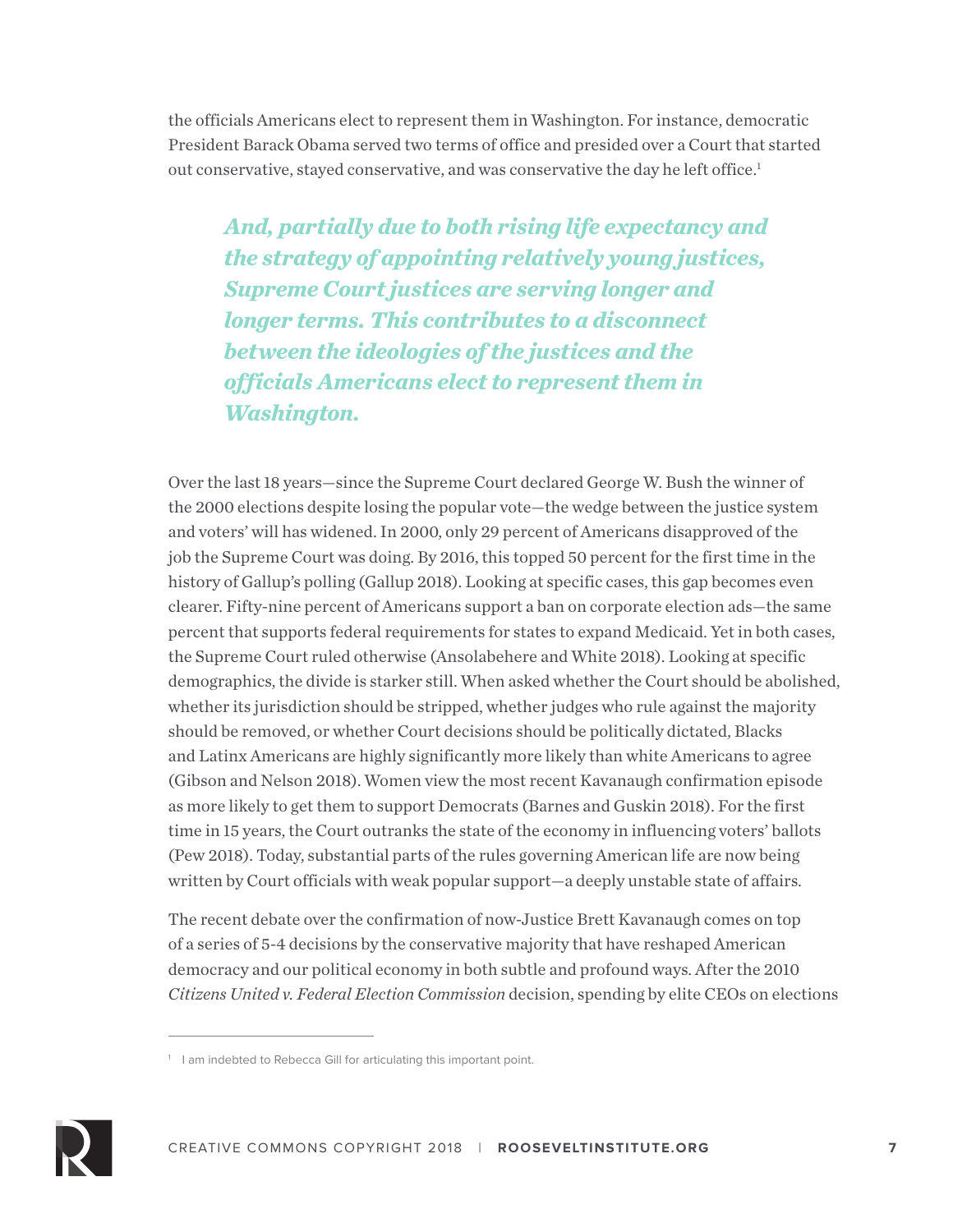the officials Americans elect to represent them in Washington. For instance, democratic President Barack Obama served two terms of office and presided over a Court that started out conservative, stayed conservative, and was conservative the day he left office.[1]

> ***And, partially due to both rising life expectancy and the strategy of appointing relatively young justices, Supreme Court justices are serving longer and longer terms. This contributes to a disconnect between the ideologies of the justices and the officials Americans elect to represent them in Washington.***

Over the last 18 years—since the Supreme Court declared George W. Bush the winner of the 2000 elections despite losing the popular vote—the wedge between the justice system and voters' will has widened. In 2000, only 29 percent of Americans disapproved of the job the Supreme Court was doing. By 2016, this topped 50 percent for the first time in the history of Gallup's polling (Gallup 2018). Looking at specific cases, this gap becomes even clearer. Fifty-nine percent of Americans support a ban on corporate election ads—the same percent that supports federal requirements for states to expand Medicaid. Yet in both cases, the Supreme Court ruled otherwise (Ansolabehere and White 2018). Looking at specific demographics, the divide is starker still. When asked whether the Court should be abolished, whether its jurisdiction should be stripped, whether judges who rule against the majority should be removed, or whether Court decisions should be politically dictated, Blacks and Latinx Americans are highly significantly more likely than white Americans to agree (Gibson and Nelson 2018). Women view the most recent Kavanaugh confirmation episode as more likely to get them to support Democrats (Barnes and Guskin 2018). For the first time in 15 years, the Court outranks the state of the economy in influencing voters' ballots (Pew 2018). Today, substantial parts of the rules governing American life are now being written by Court officials with weak popular support—a deeply unstable state of affairs.

The recent debate over the confirmation of now-Justice Brett Kavanaugh comes on top of a series of 5-4 decisions by the conservative majority that have reshaped American democracy and our political economy in both subtle and profound ways. After the 2010 *Citizens United v. Federal Election Commission* decision, spending by elite CEOs on elections

---

[1] I am indebted to Rebecca Gill for articulating this important point.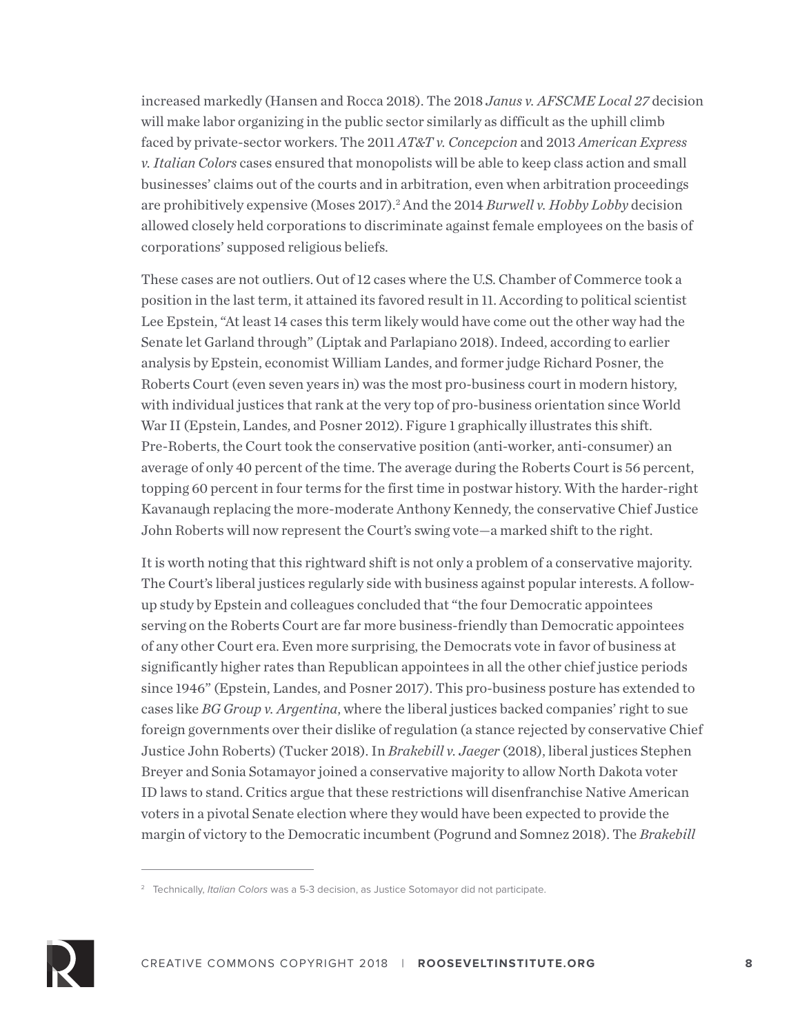increased markedly (Hansen and Rocca 2018). The 2018 *Janus v. AFSCME Local 27* decision will make labor organizing in the public sector similarly as difficult as the uphill climb faced by private-sector workers. The 2011 *AT&T v. Concepcion* and 2013 *American Express v. Italian Colors* cases ensured that monopolists will be able to keep class action and small businesses' claims out of the courts and in arbitration, even when arbitration proceedings are prohibitively expensive (Moses 2017).[2] And the 2014 *Burwell v. Hobby Lobby* decision allowed closely held corporations to discriminate against female employees on the basis of corporations' supposed religious beliefs.

These cases are not outliers. Out of 12 cases where the U.S. Chamber of Commerce took a position in the last term, it attained its favored result in 11. According to political scientist Lee Epstein, "At least 14 cases this term likely would have come out the other way had the Senate let Garland through" (Liptak and Parlapiano 2018). Indeed, according to earlier analysis by Epstein, economist William Landes, and former judge Richard Posner, the Roberts Court (even seven years in) was the most pro-business court in modern history, with individual justices that rank at the very top of pro-business orientation since World War II (Epstein, Landes, and Posner 2012). Figure 1 graphically illustrates this shift. Pre-Roberts, the Court took the conservative position (anti-worker, anti-consumer) an average of only 40 percent of the time. The average during the Roberts Court is 56 percent, topping 60 percent in four terms for the first time in postwar history. With the harder-right Kavanaugh replacing the more-moderate Anthony Kennedy, the conservative Chief Justice John Roberts will now represent the Court's swing vote—a marked shift to the right.

It is worth noting that this rightward shift is not only a problem of a conservative majority. The Court's liberal justices regularly side with business against popular interests. A follow-up study by Epstein and colleagues concluded that "the four Democratic appointees serving on the Roberts Court are far more business-friendly than Democratic appointees of any other Court era. Even more surprising, the Democrats vote in favor of business at significantly higher rates than Republican appointees in all the other chief justice periods since 1946" (Epstein, Landes, and Posner 2017). This pro-business posture has extended to cases like *BG Group v. Argentina*, where the liberal justices backed companies' right to sue foreign governments over their dislike of regulation (a stance rejected by conservative Chief Justice John Roberts) (Tucker 2018). In *Brakebill v. Jaeger* (2018), liberal justices Stephen Breyer and Sonia Sotamayor joined a conservative majority to allow North Dakota voter ID laws to stand. Critics argue that these restrictions will disenfranchise Native American voters in a pivotal Senate election where they would have been expected to provide the margin of victory to the Democratic incumbent (Pogrund and Somnez 2018). The *Brakebill*

[2] Technically, *Italian Colors* was a 5-3 decision, as Justice Sotomayor did not participate.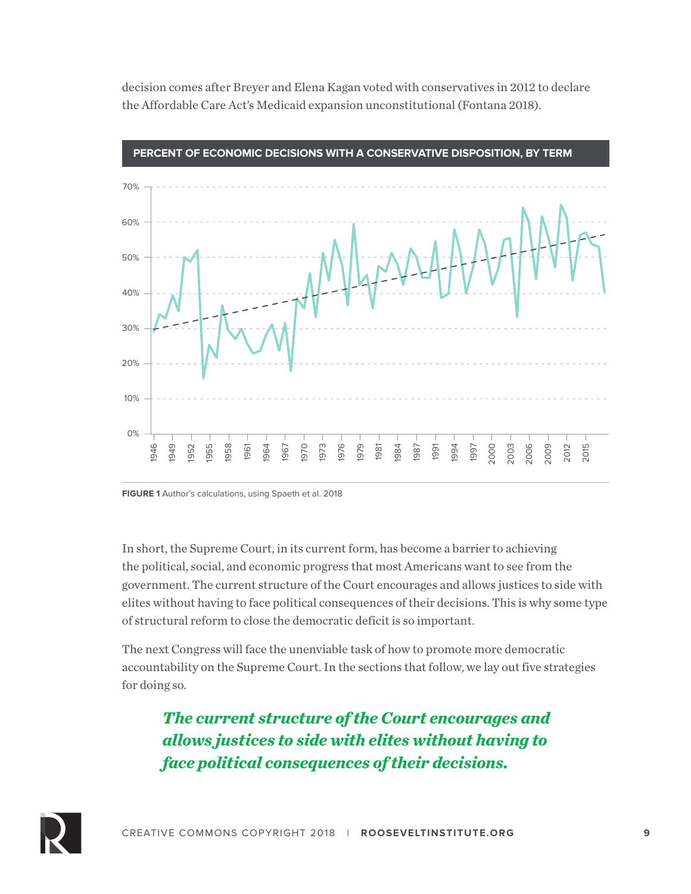decision comes after Breyer and Elena Kagan voted with conservatives in 2012 to declare the Affordable Care Act's Medicaid expansion unconstitutional (Fontana 2018).

**PERCENT OF ECONOMIC DECISIONS WITH A CONSERVATIVE DISPOSITION, BY TERM**

**FIGURE 1** Author's calculations, using Spaeth et al. 2018

In short, the Supreme Court, in its current form, has become a barrier to achieving the political, social, and economic progress that most Americans want to see from the government. The current structure of the Court encourages and allows justices to side with elites without having to face political consequences of their decisions. This is why some type of structural reform to close the democratic deficit is so important.

The next Congress will face the unenviable task of how to promote more democratic accountability on the Supreme Court. In the sections that follow, we lay out five strategies for doing so.

> ***The current structure of the Court encourages and allows justices to side with elites without having to face political consequences of their decisions.***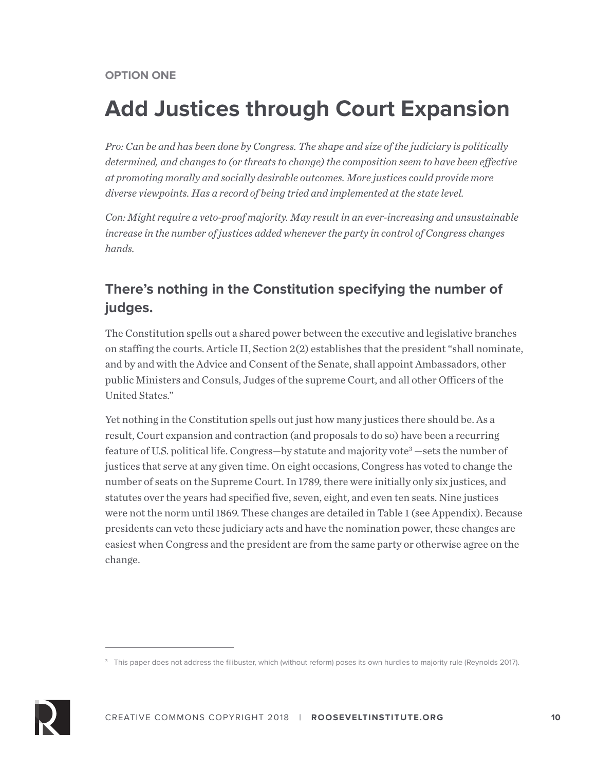OPTION ONE

# Add Justices through Court Expansion

*Pro: Can be and has been done by Congress. The shape and size of the judiciary is politically determined, and changes to (or threats to change) the composition seem to have been effective at promoting morally and socially desirable outcomes. More justices could provide more diverse viewpoints. Has a record of being tried and implemented at the state level.*

*Con: Might require a veto-proof majority. May result in an ever-increasing and unsustainable increase in the number of justices added whenever the party in control of Congress changes hands.*

## There's nothing in the Constitution specifying the number of judges.

The Constitution spells out a shared power between the executive and legislative branches on staffing the courts. Article II, Section 2(2) establishes that the president "shall nominate, and by and with the Advice and Consent of the Senate, shall appoint Ambassadors, other public Ministers and Consuls, Judges of the supreme Court, and all other Officers of the United States."

Yet nothing in the Constitution spells out just how many justices there should be. As a result, Court expansion and contraction (and proposals to do so) have been a recurring feature of U.S. political life. Congress—by statute and majority vote[3] —sets the number of justices that serve at any given time. On eight occasions, Congress has voted to change the number of seats on the Supreme Court. In 1789, there were initially only six justices, and statutes over the years had specified five, seven, eight, and even ten seats. Nine justices were not the norm until 1869. These changes are detailed in Table 1 (see Appendix). Because presidents can veto these judiciary acts and have the nomination power, these changes are easiest when Congress and the president are from the same party or otherwise agree on the change.

[3] This paper does not address the filibuster, which (without reform) poses its own hurdles to majority rule (Reynolds 2017).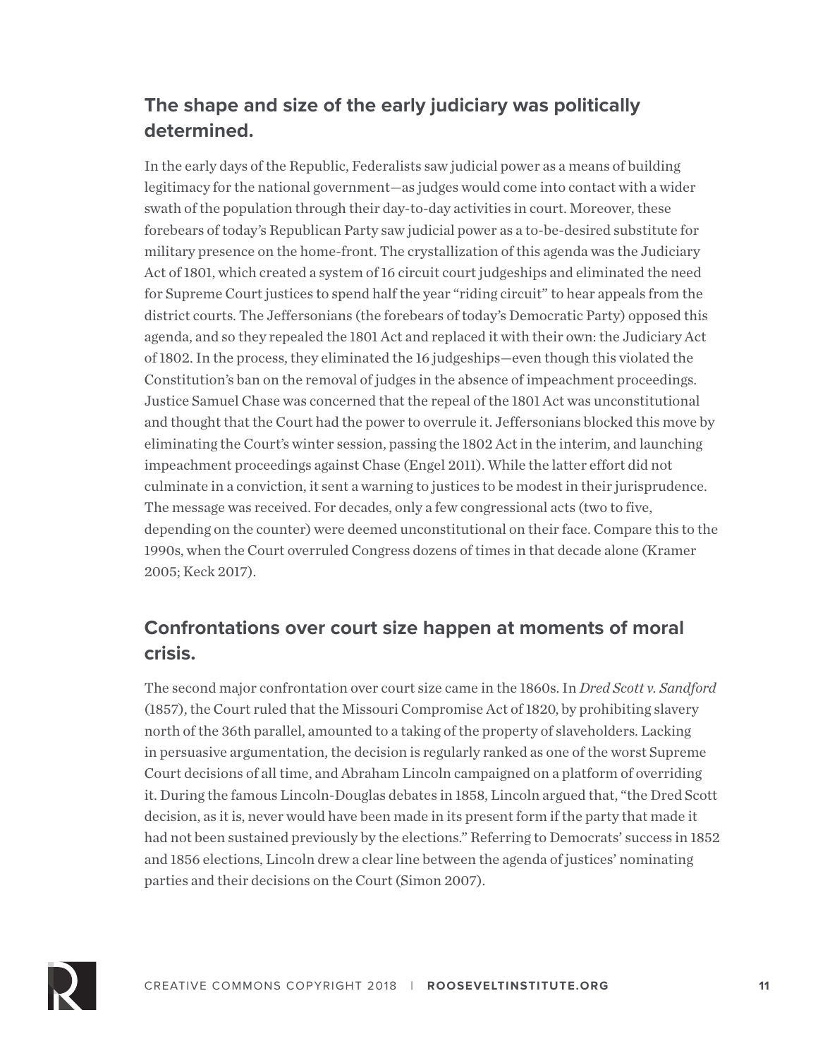## The shape and size of the early judiciary was politically determined.

In the early days of the Republic, Federalists saw judicial power as a means of building legitimacy for the national government—as judges would come into contact with a wider swath of the population through their day-to-day activities in court. Moreover, these forebears of today's Republican Party saw judicial power as a to-be-desired substitute for military presence on the home-front. The crystallization of this agenda was the Judiciary Act of 1801, which created a system of 16 circuit court judgeships and eliminated the need for Supreme Court justices to spend half the year "riding circuit" to hear appeals from the district courts. The Jeffersonians (the forebears of today's Democratic Party) opposed this agenda, and so they repealed the 1801 Act and replaced it with their own: the Judiciary Act of 1802. In the process, they eliminated the 16 judgeships—even though this violated the Constitution's ban on the removal of judges in the absence of impeachment proceedings. Justice Samuel Chase was concerned that the repeal of the 1801 Act was unconstitutional and thought that the Court had the power to overrule it. Jeffersonians blocked this move by eliminating the Court's winter session, passing the 1802 Act in the interim, and launching impeachment proceedings against Chase (Engel 2011). While the latter effort did not culminate in a conviction, it sent a warning to justices to be modest in their jurisprudence. The message was received. For decades, only a few congressional acts (two to five, depending on the counter) were deemed unconstitutional on their face. Compare this to the 1990s, when the Court overruled Congress dozens of times in that decade alone (Kramer 2005; Keck 2017).

## Confrontations over court size happen at moments of moral crisis.

The second major confrontation over court size came in the 1860s. In *Dred Scott v. Sandford* (1857), the Court ruled that the Missouri Compromise Act of 1820, by prohibiting slavery north of the 36th parallel, amounted to a taking of the property of slaveholders. Lacking in persuasive argumentation, the decision is regularly ranked as one of the worst Supreme Court decisions of all time, and Abraham Lincoln campaigned on a platform of overriding it. During the famous Lincoln-Douglas debates in 1858, Lincoln argued that, "the Dred Scott decision, as it is, never would have been made in its present form if the party that made it had not been sustained previously by the elections." Referring to Democrats' success in 1852 and 1856 elections, Lincoln drew a clear line between the agenda of justices' nominating parties and their decisions on the Court (Simon 2007).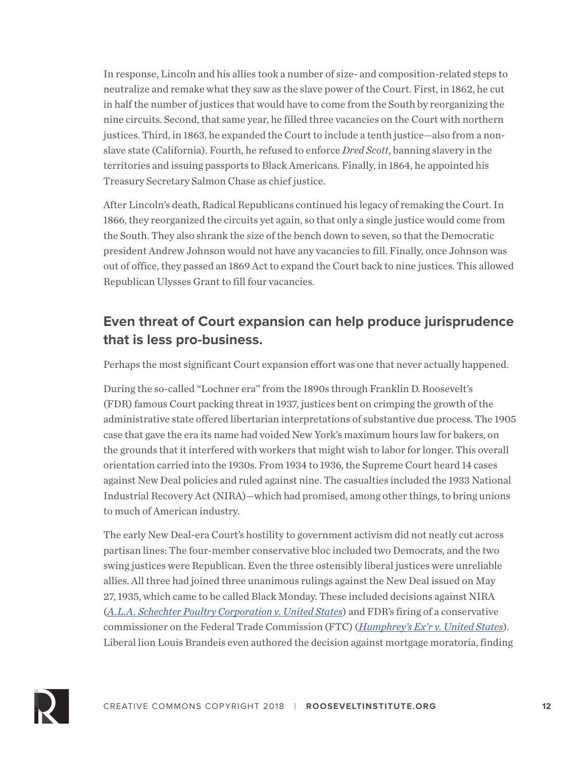In response, Lincoln and his allies took a number of size- and composition-related steps to neutralize and remake what they saw as the slave power of the Court. First, in 1862, he cut in half the number of justices that would have to come from the South by reorganizing the nine circuits. Second, that same year, he filled three vacancies on the Court with northern justices. Third, in 1863, he expanded the Court to include a tenth justice—also from a non-slave state (California). Fourth, he refused to enforce *Dred Scott*, banning slavery in the territories and issuing passports to Black Americans. Finally, in 1864, he appointed his Treasury Secretary Salmon Chase as chief justice.

After Lincoln's death, Radical Republicans continued his legacy of remaking the Court. In 1866, they reorganized the circuits yet again, so that only a single justice would come from the South. They also shrank the size of the bench down to seven, so that the Democratic president Andrew Johnson would not have any vacancies to fill. Finally, once Johnson was out of office, they passed an 1869 Act to expand the Court back to nine justices. This allowed Republican Ulysses Grant to fill four vacancies.

## Even threat of Court expansion can help produce jurisprudence that is less pro-business.

Perhaps the most significant Court expansion effort was one that never actually happened.

During the so-called "Lochner era" from the 1890s through Franklin D. Roosevelt's (FDR) famous Court packing threat in 1937, justices bent on crimping the growth of the administrative state offered libertarian interpretations of substantive due process. The 1905 case that gave the era its name had voided New York's maximum hours law for bakers, on the grounds that it interfered with workers that might wish to labor for longer. This overall orientation carried into the 1930s. From 1934 to 1936, the Supreme Court heard 14 cases against New Deal policies and ruled against nine. The casualties included the 1933 National Industrial Recovery Act (NIRA)—which had promised, among other things, to bring unions to much of American industry.

The early New Deal-era Court's hostility to government activism did not neatly cut across partisan lines: The four-member conservative bloc included two Democrats, and the two swing justices were Republican. Even the three ostensibly liberal justices were unreliable allies. All three had joined three unanimous rulings against the New Deal issued on May 27, 1935, which came to be called Black Monday. These included decisions against NIRA (*A.L.A. Schechter Poultry Corporation v. United States*) and FDR's firing of a conservative commissioner on the Federal Trade Commission (FTC) (*Humphrey's Ex'r v. United States*). Liberal lion Louis Brandeis even authored the decision against mortgage moratoria, finding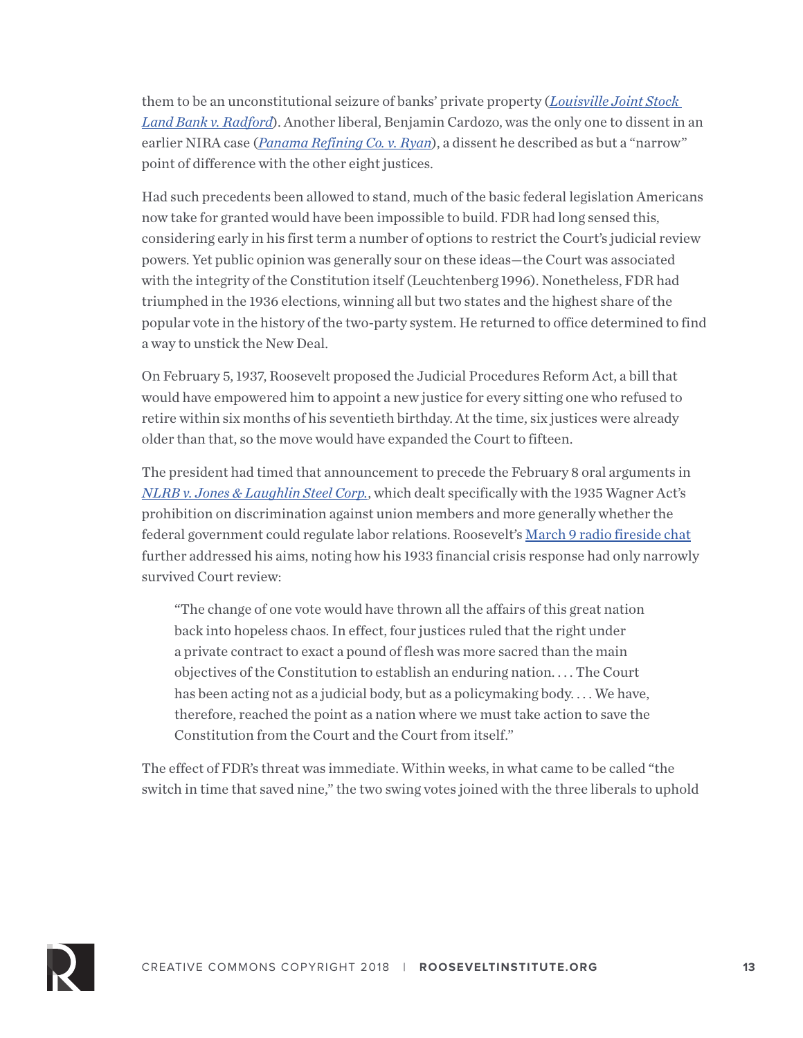them to be an unconstitutional seizure of banks' private property (*Louisville Joint Stock Land Bank v. Radford*). Another liberal, Benjamin Cardozo, was the only one to dissent in an earlier NIRA case (*Panama Refining Co. v. Ryan*), a dissent he described as but a "narrow" point of difference with the other eight justices.

Had such precedents been allowed to stand, much of the basic federal legislation Americans now take for granted would have been impossible to build. FDR had long sensed this, considering early in his first term a number of options to restrict the Court's judicial review powers. Yet public opinion was generally sour on these ideas—the Court was associated with the integrity of the Constitution itself (Leuchtenberg 1996). Nonetheless, FDR had triumphed in the 1936 elections, winning all but two states and the highest share of the popular vote in the history of the two-party system. He returned to office determined to find a way to unstick the New Deal.

On February 5, 1937, Roosevelt proposed the Judicial Procedures Reform Act, a bill that would have empowered him to appoint a new justice for every sitting one who refused to retire within six months of his seventieth birthday. At the time, six justices were already older than that, so the move would have expanded the Court to fifteen.

The president had timed that announcement to precede the February 8 oral arguments in *NLRB v. Jones & Laughlin Steel Corp.*, which dealt specifically with the 1935 Wagner Act's prohibition on discrimination against union members and more generally whether the federal government could regulate labor relations. Roosevelt's March 9 radio fireside chat further addressed his aims, noting how his 1933 financial crisis response had only narrowly survived Court review:

> "The change of one vote would have thrown all the affairs of this great nation back into hopeless chaos. In effect, four justices ruled that the right under a private contract to exact a pound of flesh was more sacred than the main objectives of the Constitution to establish an enduring nation. . . . The Court has been acting not as a judicial body, but as a policymaking body. . . . We have, therefore, reached the point as a nation where we must take action to save the Constitution from the Court and the Court from itself."

The effect of FDR's threat was immediate. Within weeks, in what came to be called "the switch in time that saved nine," the two swing votes joined with the three liberals to uphold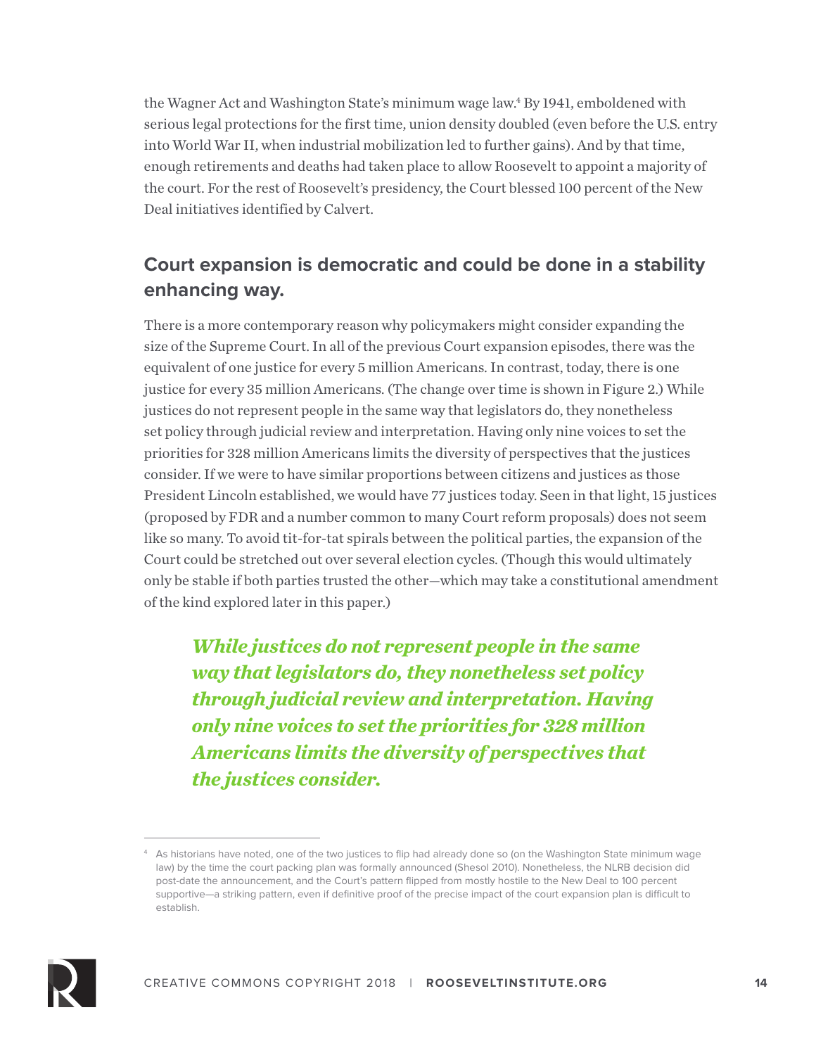the Wagner Act and Washington State's minimum wage law.[4] By 1941, emboldened with serious legal protections for the first time, union density doubled (even before the U.S. entry into World War II, when industrial mobilization led to further gains). And by that time, enough retirements and deaths had taken place to allow Roosevelt to appoint a majority of the court. For the rest of Roosevelt's presidency, the Court blessed 100 percent of the New Deal initiatives identified by Calvert.

## Court expansion is democratic and could be done in a stability enhancing way.

There is a more contemporary reason why policymakers might consider expanding the size of the Supreme Court. In all of the previous Court expansion episodes, there was the equivalent of one justice for every 5 million Americans. In contrast, today, there is one justice for every 35 million Americans. (The change over time is shown in Figure 2.) While justices do not represent people in the same way that legislators do, they nonetheless set policy through judicial review and interpretation. Having only nine voices to set the priorities for 328 million Americans limits the diversity of perspectives that the justices consider. If we were to have similar proportions between citizens and justices as those President Lincoln established, we would have 77 justices today. Seen in that light, 15 justices (proposed by FDR and a number common to many Court reform proposals) does not seem like so many. To avoid tit-for-tat spirals between the political parties, the expansion of the Court could be stretched out over several election cycles. (Though this would ultimately only be stable if both parties trusted the other—which may take a constitutional amendment of the kind explored later in this paper.)

> ***While justices do not represent people in the same way that legislators do, they nonetheless set policy through judicial review and interpretation. Having only nine voices to set the priorities for 328 million Americans limits the diversity of perspectives that the justices consider.***

[4] As historians have noted, one of the two justices to flip had already done so (on the Washington State minimum wage law) by the time the court packing plan was formally announced (Shesol 2010). Nonetheless, the NLRB decision did post-date the announcement, and the Court's pattern flipped from mostly hostile to the New Deal to 100 percent supportive—a striking pattern, even if definitive proof of the precise impact of the court expansion plan is difficult to establish.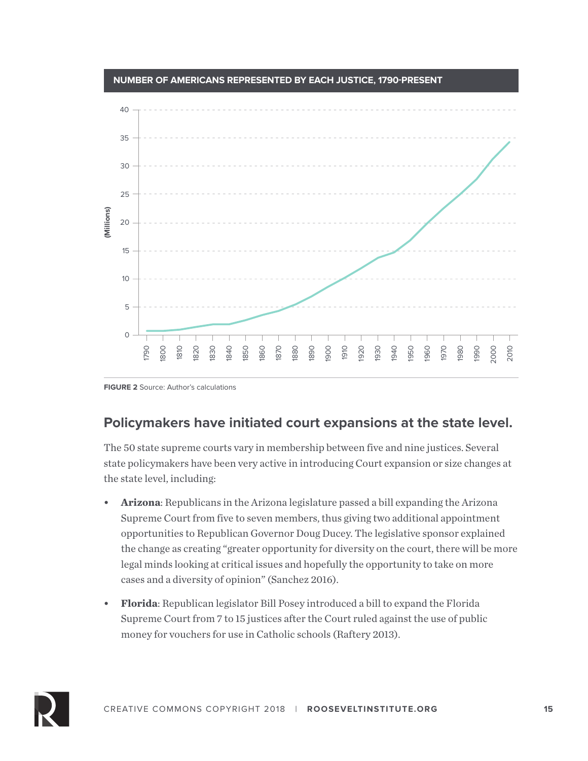**NUMBER OF AMERICANS REPRESENTED BY EACH JUSTICE, 1790-PRESENT**

**FIGURE 2** Source: Author's calculations

## Policymakers have initiated court expansions at the state level.

The 50 state supreme courts vary in membership between five and nine justices. Several state policymakers have been very active in introducing Court expansion or size changes at the state level, including:

- **Arizona**: Republicans in the Arizona legislature passed a bill expanding the Arizona Supreme Court from five to seven members, thus giving two additional appointment opportunities to Republican Governor Doug Ducey. The legislative sponsor explained the change as creating "greater opportunity for diversity on the court, there will be more legal minds looking at critical issues and hopefully the opportunity to take on more cases and a diversity of opinion" (Sanchez 2016).
- **Florida**: Republican legislator Bill Posey introduced a bill to expand the Florida Supreme Court from 7 to 15 justices after the Court ruled against the use of public money for vouchers for use in Catholic schools (Raftery 2013).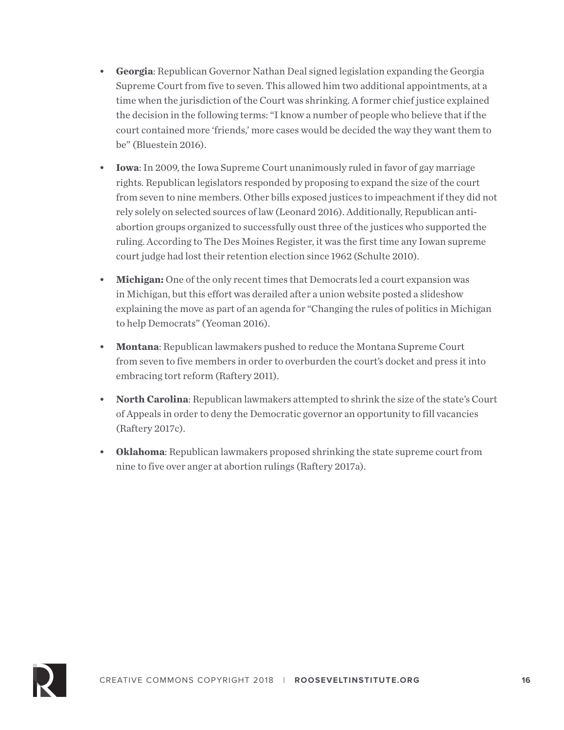- **Georgia**: Republican Governor Nathan Deal signed legislation expanding the Georgia Supreme Court from five to seven. This allowed him two additional appointments, at a time when the jurisdiction of the Court was shrinking. A former chief justice explained the decision in the following terms: "I know a number of people who believe that if the court contained more 'friends,' more cases would be decided the way they want them to be" (Bluestein 2016).
- **Iowa**: In 2009, the Iowa Supreme Court unanimously ruled in favor of gay marriage rights. Republican legislators responded by proposing to expand the size of the court from seven to nine members. Other bills exposed justices to impeachment if they did not rely solely on selected sources of law (Leonard 2016). Additionally, Republican anti-abortion groups organized to successfully oust three of the justices who supported the ruling. According to The Des Moines Register, it was the first time any Iowan supreme court judge had lost their retention election since 1962 (Schulte 2010).
- **Michigan:** One of the only recent times that Democrats led a court expansion was in Michigan, but this effort was derailed after a union website posted a slideshow explaining the move as part of an agenda for "Changing the rules of politics in Michigan to help Democrats" (Yeoman 2016).
- **Montana**: Republican lawmakers pushed to reduce the Montana Supreme Court from seven to five members in order to overburden the court's docket and press it into embracing tort reform (Raftery 2011).
- **North Carolina**: Republican lawmakers attempted to shrink the size of the state's Court of Appeals in order to deny the Democratic governor an opportunity to fill vacancies (Raftery 2017c).
- **Oklahoma**: Republican lawmakers proposed shrinking the state supreme court from nine to five over anger at abortion rulings (Raftery 2017a).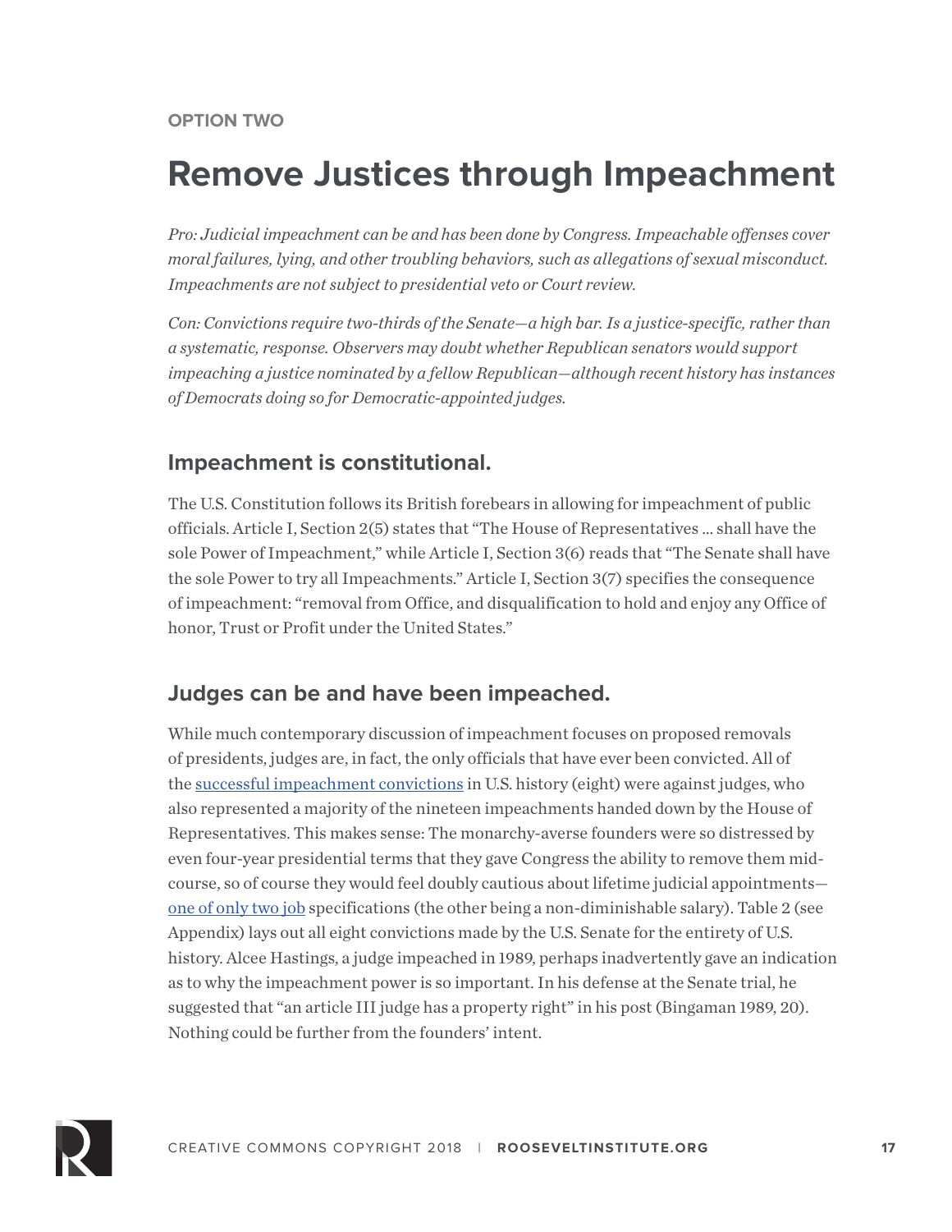OPTION TWO

# Remove Justices through Impeachment

*Pro: Judicial impeachment can be and has been done by Congress. Impeachable offenses cover moral failures, lying, and other troubling behaviors, such as allegations of sexual misconduct. Impeachments are not subject to presidential veto or Court review.*

*Con: Convictions require two-thirds of the Senate—a high bar. Is a justice-specific, rather than a systematic, response. Observers may doubt whether Republican senators would support impeaching a justice nominated by a fellow Republican—although recent history has instances of Democrats doing so for Democratic-appointed judges.*

## Impeachment is constitutional.

The U.S. Constitution follows its British forebears in allowing for impeachment of public officials. Article I, Section 2(5) states that "The House of Representatives ... shall have the sole Power of Impeachment," while Article I, Section 3(6) reads that "The Senate shall have the sole Power to try all Impeachments." Article I, Section 3(7) specifies the consequence of impeachment: "removal from Office, and disqualification to hold and enjoy any Office of honor, Trust or Profit under the United States."

## Judges can be and have been impeached.

While much contemporary discussion of impeachment focuses on proposed removals of presidents, judges are, in fact, the only officials that have ever been convicted. All of the successful impeachment convictions in U.S. history (eight) were against judges, who also represented a majority of the nineteen impeachments handed down by the House of Representatives. This makes sense: The monarchy-averse founders were so distressed by even four-year presidential terms that they gave Congress the ability to remove them mid-course, so of course they would feel doubly cautious about lifetime judicial appointments—one of only two job specifications (the other being a non-diminishable salary). Table 2 (see Appendix) lays out all eight convictions made by the U.S. Senate for the entirety of U.S. history. Alcee Hastings, a judge impeached in 1989, perhaps inadvertently gave an indication as to why the impeachment power is so important. In his defense at the Senate trial, he suggested that "an article III judge has a property right" in his post (Bingaman 1989, 20). Nothing could be further from the founders' intent.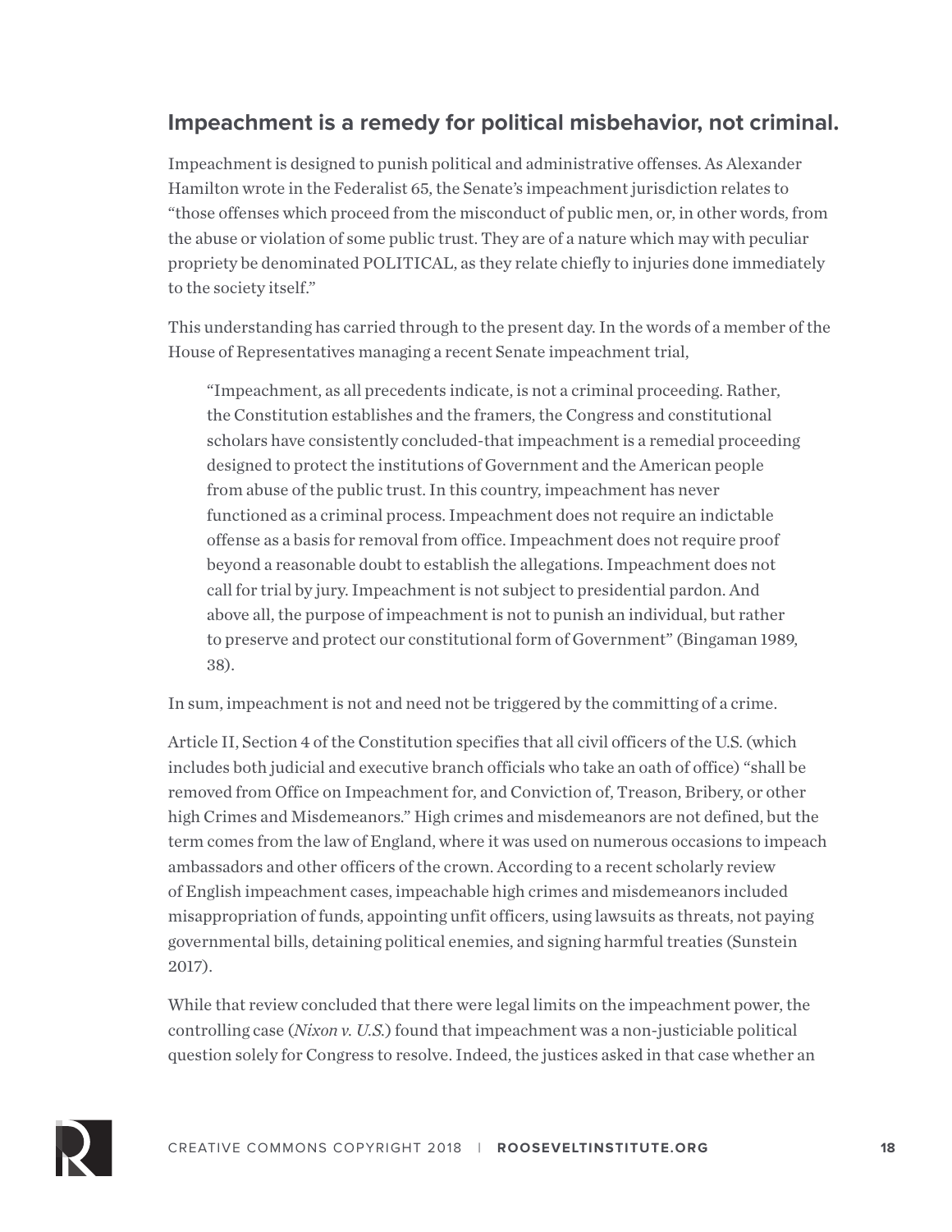## Impeachment is a remedy for political misbehavior, not criminal.

Impeachment is designed to punish political and administrative offenses. As Alexander Hamilton wrote in the Federalist 65, the Senate's impeachment jurisdiction relates to "those offenses which proceed from the misconduct of public men, or, in other words, from the abuse or violation of some public trust. They are of a nature which may with peculiar propriety be denominated POLITICAL, as they relate chiefly to injuries done immediately to the society itself."

This understanding has carried through to the present day. In the words of a member of the House of Representatives managing a recent Senate impeachment trial,

> "Impeachment, as all precedents indicate, is not a criminal proceeding. Rather, the Constitution establishes and the framers, the Congress and constitutional scholars have consistently concluded-that impeachment is a remedial proceeding designed to protect the institutions of Government and the American people from abuse of the public trust. In this country, impeachment has never functioned as a criminal process. Impeachment does not require an indictable offense as a basis for removal from office. Impeachment does not require proof beyond a reasonable doubt to establish the allegations. Impeachment does not call for trial by jury. Impeachment is not subject to presidential pardon. And above all, the purpose of impeachment is not to punish an individual, but rather to preserve and protect our constitutional form of Government" (Bingaman 1989, 38).

In sum, impeachment is not and need not be triggered by the committing of a crime.

Article II, Section 4 of the Constitution specifies that all civil officers of the U.S. (which includes both judicial and executive branch officials who take an oath of office) "shall be removed from Office on Impeachment for, and Conviction of, Treason, Bribery, or other high Crimes and Misdemeanors." High crimes and misdemeanors are not defined, but the term comes from the law of England, where it was used on numerous occasions to impeach ambassadors and other officers of the crown. According to a recent scholarly review of English impeachment cases, impeachable high crimes and misdemeanors included misappropriation of funds, appointing unfit officers, using lawsuits as threats, not paying governmental bills, detaining political enemies, and signing harmful treaties (Sunstein 2017).

While that review concluded that there were legal limits on the impeachment power, the controlling case (*Nixon v. U.S.*) found that impeachment was a non-justiciable political question solely for Congress to resolve. Indeed, the justices asked in that case whether an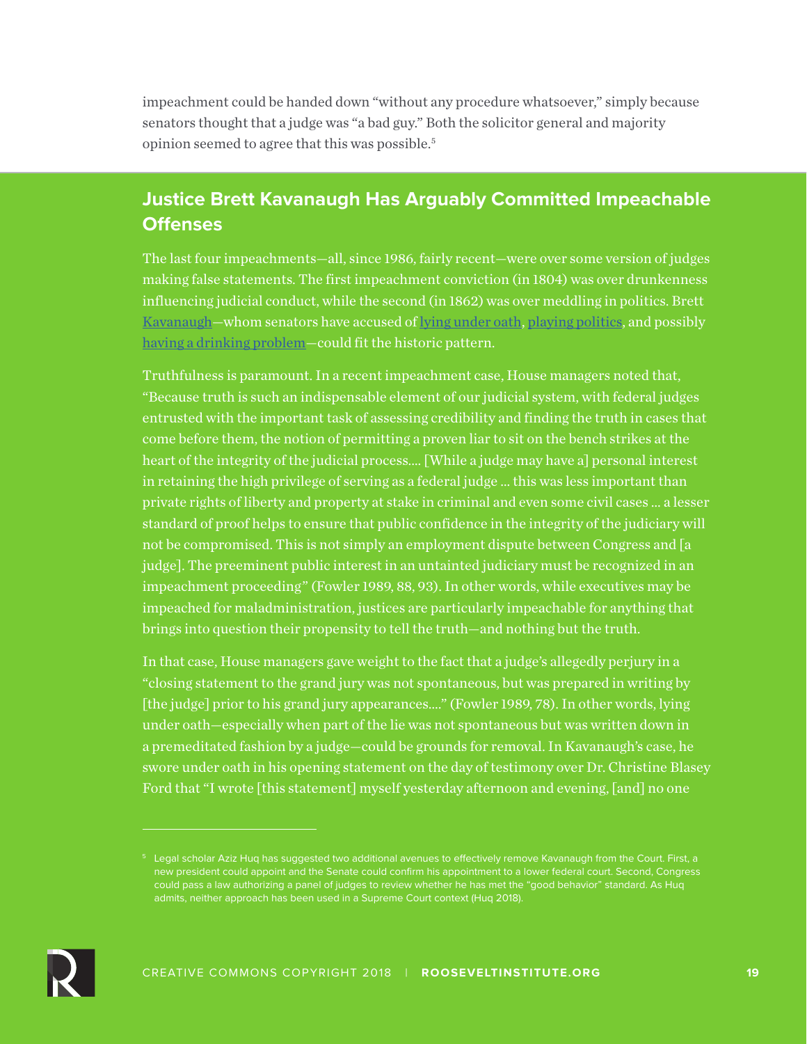impeachment could be handed down "without any procedure whatsoever," simply because senators thought that a judge was "a bad guy." Both the solicitor general and majority opinion seemed to agree that this was possible.[5]

## Justice Brett Kavanaugh Has Arguably Committed Impeachable Offenses

The last four impeachments—all, since 1986, fairly recent—were over some version of judges making false statements. The first impeachment conviction (in 1804) was over drunkenness influencing judicial conduct, while the second (in 1862) was over meddling in politics. Brett Kavanaugh—whom senators have accused of lying under oath, playing politics, and possibly having a drinking problem—could fit the historic pattern.

Truthfulness is paramount. In a recent impeachment case, House managers noted that, "Because truth is such an indispensable element of our judicial system, with federal judges entrusted with the important task of assessing credibility and finding the truth in cases that come before them, the notion of permitting a proven liar to sit on the bench strikes at the heart of the integrity of the judicial process.... [While a judge may have a] personal interest in retaining the high privilege of serving as a federal judge ... this was less important than private rights of liberty and property at stake in criminal and even some civil cases ... a lesser standard of proof helps to ensure that public confidence in the integrity of the judiciary will not be compromised. This is not simply an employment dispute between Congress and [a judge]. The preeminent public interest in an untainted judiciary must be recognized in an impeachment proceeding" (Fowler 1989, 88, 93). In other words, while executives may be impeached for maladministration, justices are particularly impeachable for anything that brings into question their propensity to tell the truth—and nothing but the truth.

In that case, House managers gave weight to the fact that a judge's allegedly perjury in a "closing statement to the grand jury was not spontaneous, but was prepared in writing by [the judge] prior to his grand jury appearances...." (Fowler 1989, 78). In other words, lying under oath—especially when part of the lie was not spontaneous but was written down in a premeditated fashion by a judge—could be grounds for removal. In Kavanaugh's case, he swore under oath in his opening statement on the day of testimony over Dr. Christine Blasey Ford that "I wrote [this statement] myself yesterday afternoon and evening, [and] no one

---

[5] Legal scholar Aziz Huq has suggested two additional avenues to effectively remove Kavanaugh from the Court. First, a new president could appoint and the Senate could confirm his appointment to a lower federal court. Second, Congress could pass a law authorizing a panel of judges to review whether he has met the "good behavior" standard. As Huq admits, neither approach has been used in a Supreme Court context (Huq 2018).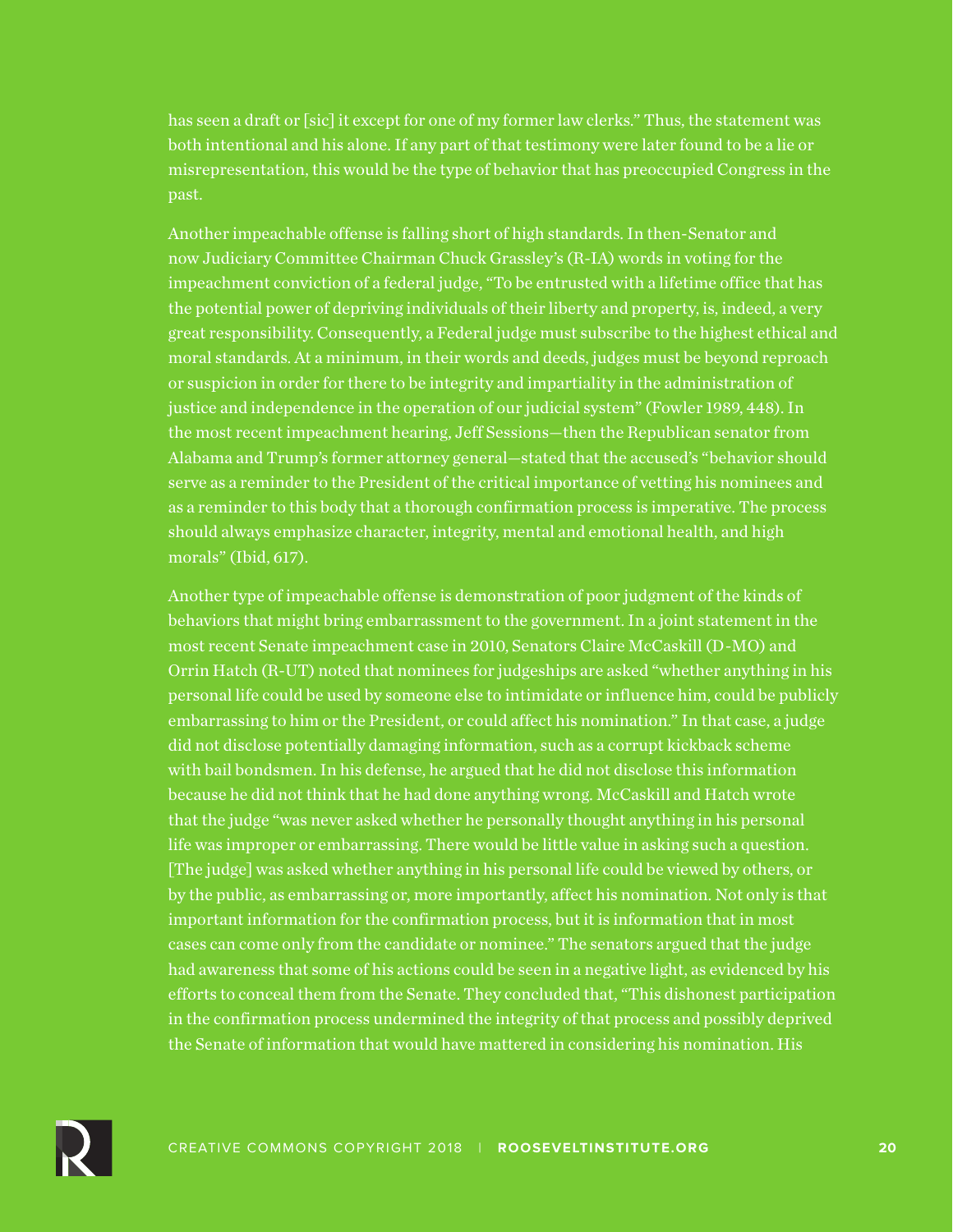has seen a draft or [sic] it except for one of my former law clerks." Thus, the statement was both intentional and his alone. If any part of that testimony were later found to be a lie or misrepresentation, this would be the type of behavior that has preoccupied Congress in the past.

Another impeachable offense is falling short of high standards. In then-Senator and now Judiciary Committee Chairman Chuck Grassley's (R-IA) words in voting for the impeachment conviction of a federal judge, "To be entrusted with a lifetime office that has the potential power of depriving individuals of their liberty and property, is, indeed, a very great responsibility. Consequently, a Federal judge must subscribe to the highest ethical and moral standards. At a minimum, in their words and deeds, judges must be beyond reproach or suspicion in order for there to be integrity and impartiality in the administration of justice and independence in the operation of our judicial system" (Fowler 1989, 448). In the most recent impeachment hearing, Jeff Sessions—then the Republican senator from Alabama and Trump's former attorney general—stated that the accused's "behavior should serve as a reminder to the President of the critical importance of vetting his nominees and as a reminder to this body that a thorough confirmation process is imperative. The process should always emphasize character, integrity, mental and emotional health, and high morals" (Ibid, 617).

Another type of impeachable offense is demonstration of poor judgment of the kinds of behaviors that might bring embarrassment to the government. In a joint statement in the most recent Senate impeachment case in 2010, Senators Claire McCaskill (D-MO) and Orrin Hatch (R-UT) noted that nominees for judgeships are asked "whether anything in his personal life could be used by someone else to intimidate or influence him, could be publicly embarrassing to him or the President, or could affect his nomination." In that case, a judge did not disclose potentially damaging information, such as a corrupt kickback scheme with bail bondsmen. In his defense, he argued that he did not disclose this information because he did not think that he had done anything wrong. McCaskill and Hatch wrote that the judge "was never asked whether he personally thought anything in his personal life was improper or embarrassing. There would be little value in asking such a question. [The judge] was asked whether anything in his personal life could be viewed by others, or by the public, as embarrassing or, more importantly, affect his nomination. Not only is that important information for the confirmation process, but it is information that in most cases can come only from the candidate or nominee." The senators argued that the judge had awareness that some of his actions could be seen in a negative light, as evidenced by his efforts to conceal them from the Senate. They concluded that, "This dishonest participation in the confirmation process undermined the integrity of that process and possibly deprived the Senate of information that would have mattered in considering his nomination. His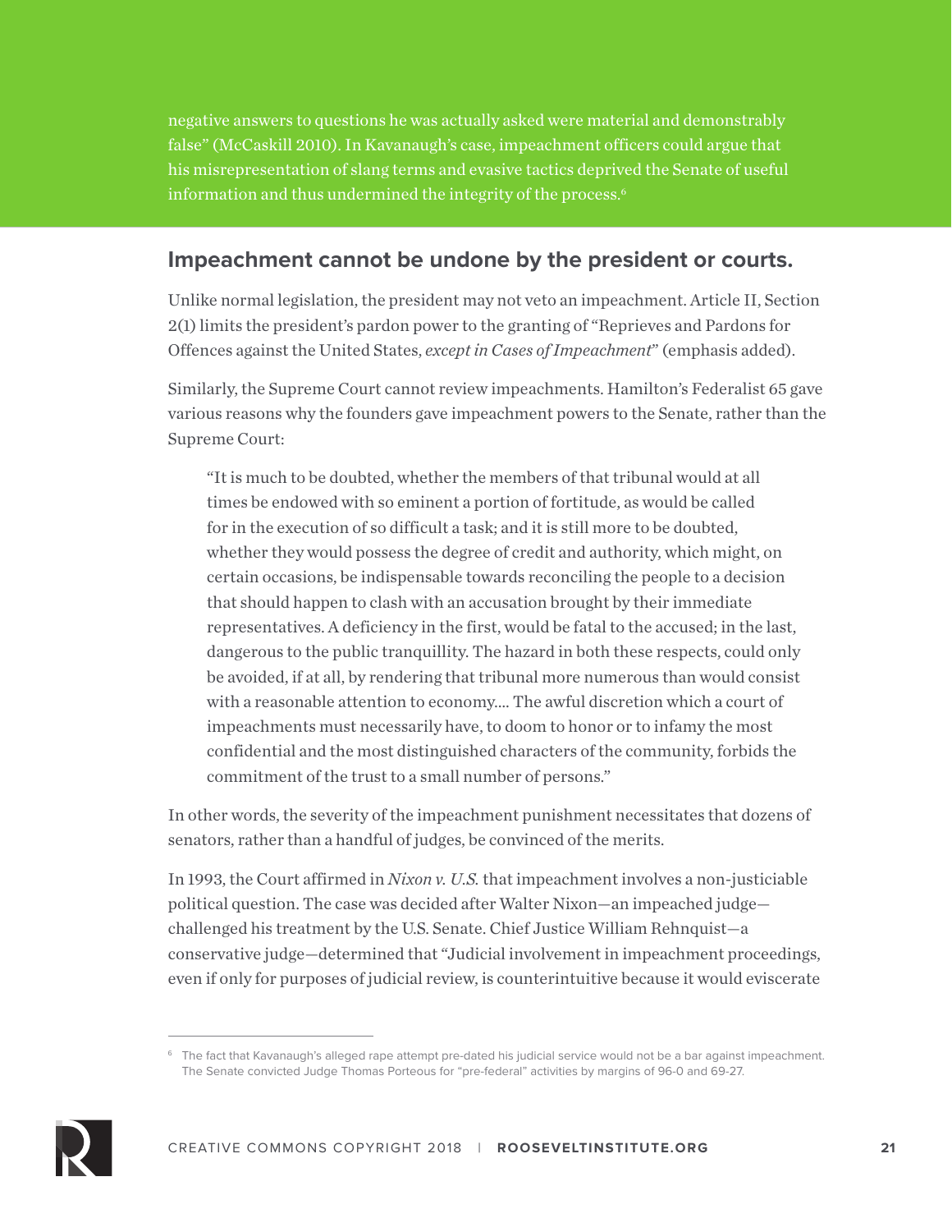negative answers to questions he was actually asked were material and demonstrably false" (McCaskill 2010). In Kavanaugh's case, impeachment officers could argue that his misrepresentation of slang terms and evasive tactics deprived the Senate of useful information and thus undermined the integrity of the process.[6]

## Impeachment cannot be undone by the president or courts.

Unlike normal legislation, the president may not veto an impeachment. Article II, Section 2(1) limits the president's pardon power to the granting of "Reprieves and Pardons for Offences against the United States, *except in Cases of Impeachment*" (emphasis added).

Similarly, the Supreme Court cannot review impeachments. Hamilton's Federalist 65 gave various reasons why the founders gave impeachment powers to the Senate, rather than the Supreme Court:

> "It is much to be doubted, whether the members of that tribunal would at all times be endowed with so eminent a portion of fortitude, as would be called for in the execution of so difficult a task; and it is still more to be doubted, whether they would possess the degree of credit and authority, which might, on certain occasions, be indispensable towards reconciling the people to a decision that should happen to clash with an accusation brought by their immediate representatives. A deficiency in the first, would be fatal to the accused; in the last, dangerous to the public tranquillity. The hazard in both these respects, could only be avoided, if at all, by rendering that tribunal more numerous than would consist with a reasonable attention to economy.... The awful discretion which a court of impeachments must necessarily have, to doom to honor or to infamy the most confidential and the most distinguished characters of the community, forbids the commitment of the trust to a small number of persons."

In other words, the severity of the impeachment punishment necessitates that dozens of senators, rather than a handful of judges, be convinced of the merits.

In 1993, the Court affirmed in *Nixon v. U.S.* that impeachment involves a non-justiciable political question. The case was decided after Walter Nixon—an impeached judge—challenged his treatment by the U.S. Senate. Chief Justice William Rehnquist—a conservative judge—determined that "Judicial involvement in impeachment proceedings, even if only for purposes of judicial review, is counterintuitive because it would eviscerate

[6] The fact that Kavanaugh's alleged rape attempt pre-dated his judicial service would not be a bar against impeachment. The Senate convicted Judge Thomas Porteous for "pre-federal" activities by margins of 96-0 and 69-27.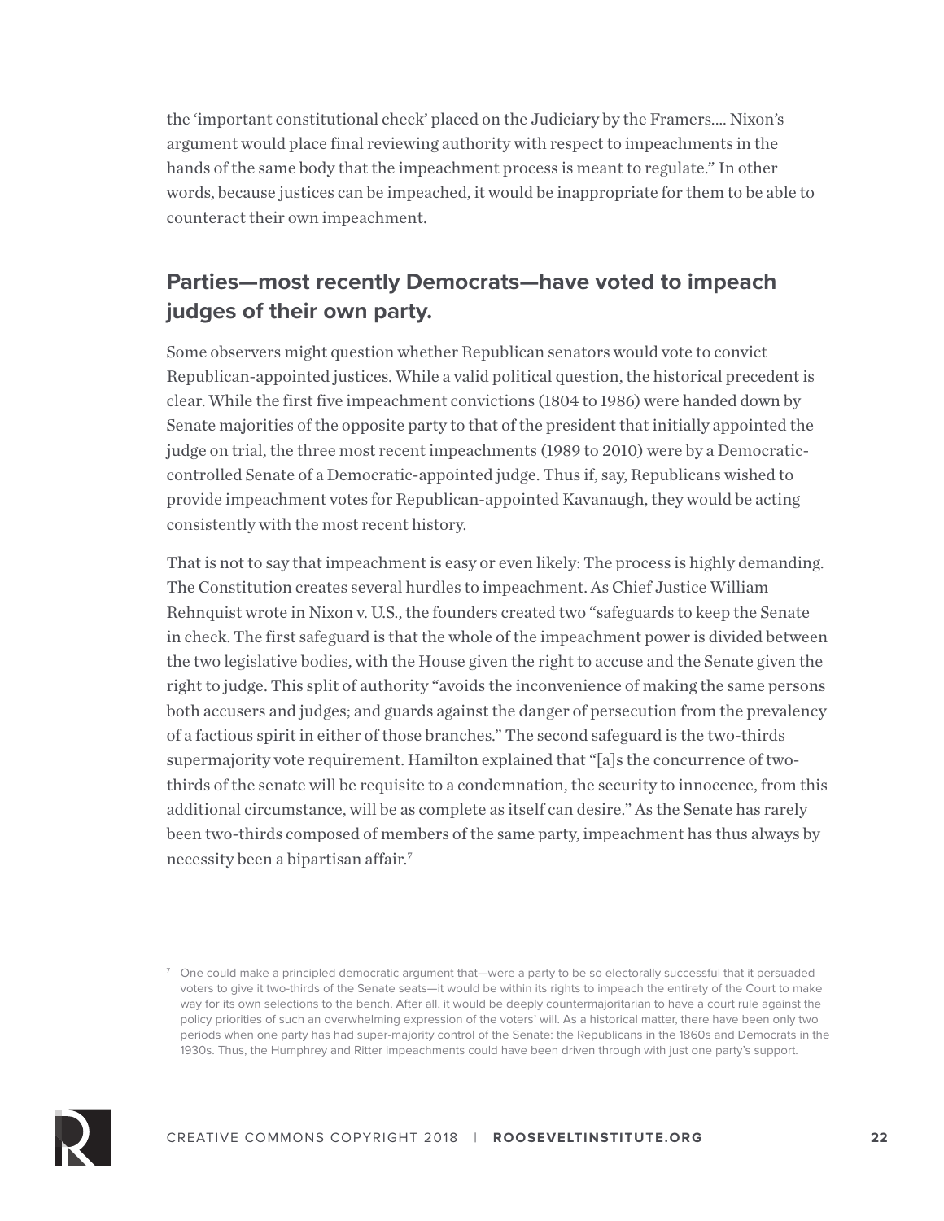the 'important constitutional check' placed on the Judiciary by the Framers.... Nixon's argument would place final reviewing authority with respect to impeachments in the hands of the same body that the impeachment process is meant to regulate." In other words, because justices can be impeached, it would be inappropriate for them to be able to counteract their own impeachment.

## Parties—most recently Democrats—have voted to impeach judges of their own party.

Some observers might question whether Republican senators would vote to convict Republican-appointed justices. While a valid political question, the historical precedent is clear. While the first five impeachment convictions (1804 to 1986) were handed down by Senate majorities of the opposite party to that of the president that initially appointed the judge on trial, the three most recent impeachments (1989 to 2010) were by a Democratic-controlled Senate of a Democratic-appointed judge. Thus if, say, Republicans wished to provide impeachment votes for Republican-appointed Kavanaugh, they would be acting consistently with the most recent history.

That is not to say that impeachment is easy or even likely: The process is highly demanding. The Constitution creates several hurdles to impeachment. As Chief Justice William Rehnquist wrote in Nixon v. U.S., the founders created two "safeguards to keep the Senate in check. The first safeguard is that the whole of the impeachment power is divided between the two legislative bodies, with the House given the right to accuse and the Senate given the right to judge. This split of authority "avoids the inconvenience of making the same persons both accusers and judges; and guards against the danger of persecution from the prevalency of a factious spirit in either of those branches." The second safeguard is the two-thirds supermajority vote requirement. Hamilton explained that "[a]s the concurrence of two-thirds of the senate will be requisite to a condemnation, the security to innocence, from this additional circumstance, will be as complete as itself can desire." As the Senate has rarely been two-thirds composed of members of the same party, impeachment has thus always by necessity been a bipartisan affair.[7]

---

[7] One could make a principled democratic argument that—were a party to be so electorally successful that it persuaded voters to give it two-thirds of the Senate seats—it would be within its rights to impeach the entirety of the Court to make way for its own selections to the bench. After all, it would be deeply countermajoritarian to have a court rule against the policy priorities of such an overwhelming expression of the voters' will. As a historical matter, there have been only two periods when one party has had super-majority control of the Senate: the Republicans in the 1860s and Democrats in the 1930s. Thus, the Humphrey and Ritter impeachments could have been driven through with just one party's support.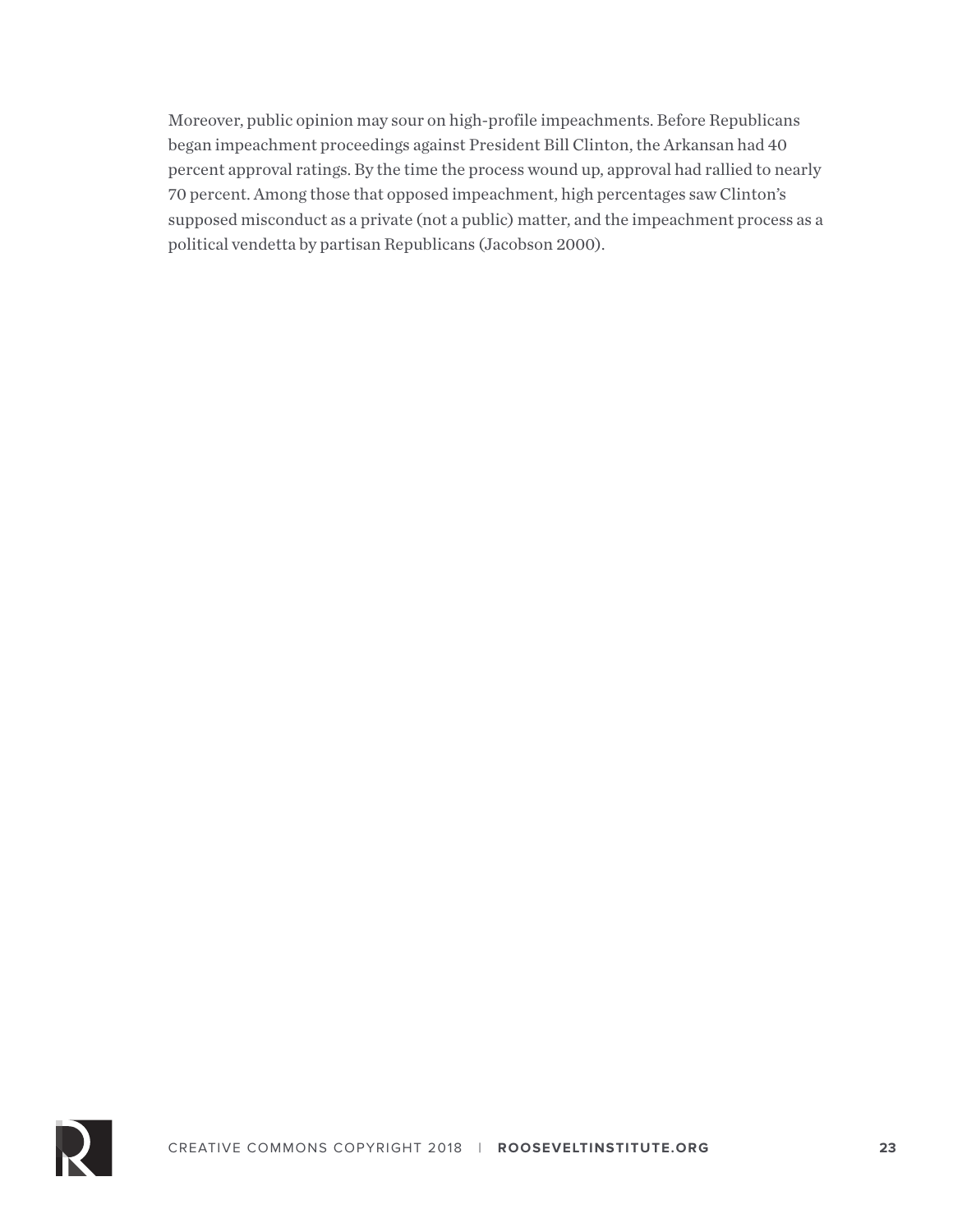Moreover, public opinion may sour on high-profile impeachments. Before Republicans began impeachment proceedings against President Bill Clinton, the Arkansan had 40 percent approval ratings. By the time the process wound up, approval had rallied to nearly 70 percent. Among those that opposed impeachment, high percentages saw Clinton's supposed misconduct as a private (not a public) matter, and the impeachment process as a political vendetta by partisan Republicans (Jacobson 2000).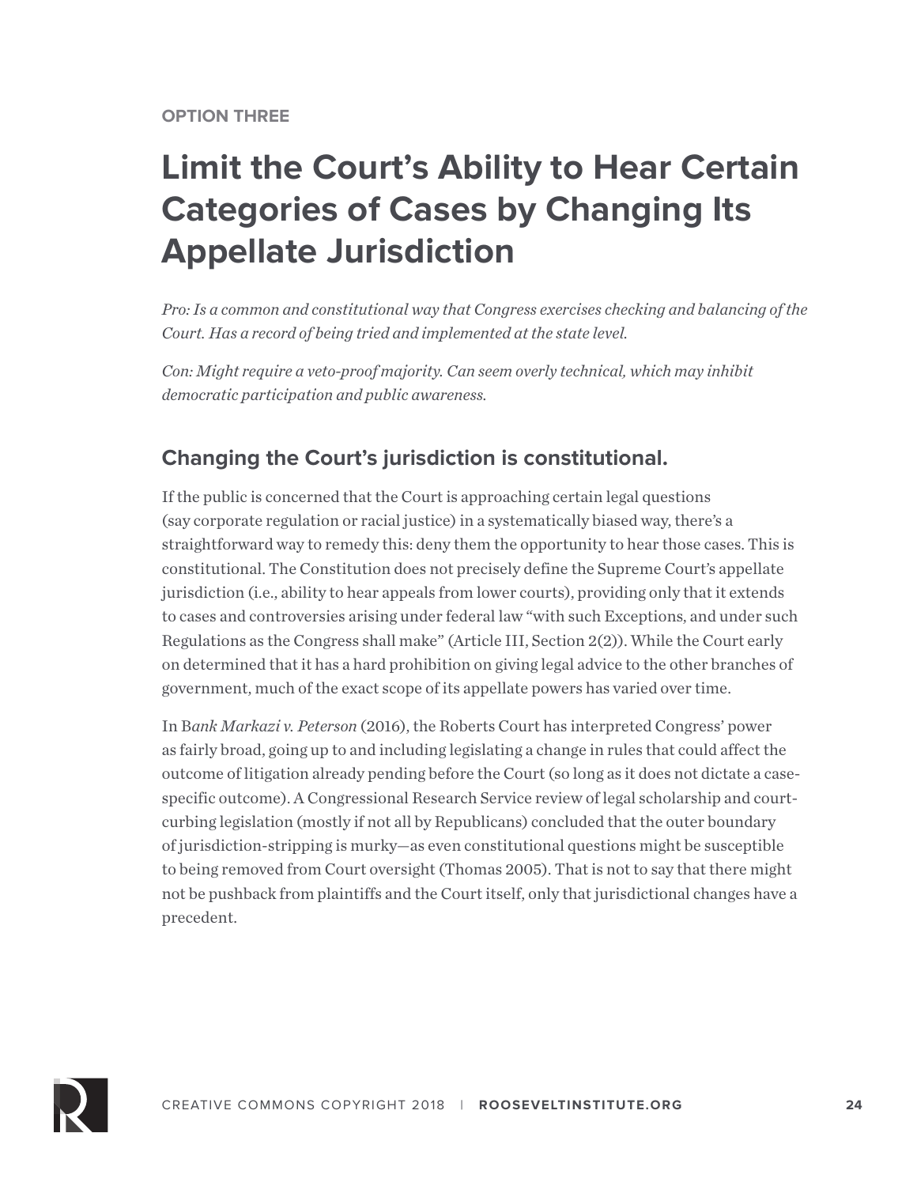OPTION THREE

# Limit the Court's Ability to Hear Certain Categories of Cases by Changing Its Appellate Jurisdiction

*Pro: Is a common and constitutional way that Congress exercises checking and balancing of the Court. Has a record of being tried and implemented at the state level.*

*Con: Might require a veto-proof majority. Can seem overly technical, which may inhibit democratic participation and public awareness.*

## Changing the Court's jurisdiction is constitutional.

If the public is concerned that the Court is approaching certain legal questions (say corporate regulation or racial justice) in a systematically biased way, there's a straightforward way to remedy this: deny them the opportunity to hear those cases. This is constitutional. The Constitution does not precisely define the Supreme Court's appellate jurisdiction (i.e., ability to hear appeals from lower courts), providing only that it extends to cases and controversies arising under federal law "with such Exceptions, and under such Regulations as the Congress shall make" (Article III, Section 2(2)). While the Court early on determined that it has a hard prohibition on giving legal advice to the other branches of government, much of the exact scope of its appellate powers has varied over time.

In B*ank Markazi v. Peterson* (2016), the Roberts Court has interpreted Congress' power as fairly broad, going up to and including legislating a change in rules that could affect the outcome of litigation already pending before the Court (so long as it does not dictate a case-specific outcome). A Congressional Research Service review of legal scholarship and court-curbing legislation (mostly if not all by Republicans) concluded that the outer boundary of jurisdiction-stripping is murky—as even constitutional questions might be susceptible to being removed from Court oversight (Thomas 2005). That is not to say that there might not be pushback from plaintiffs and the Court itself, only that jurisdictional changes have a precedent.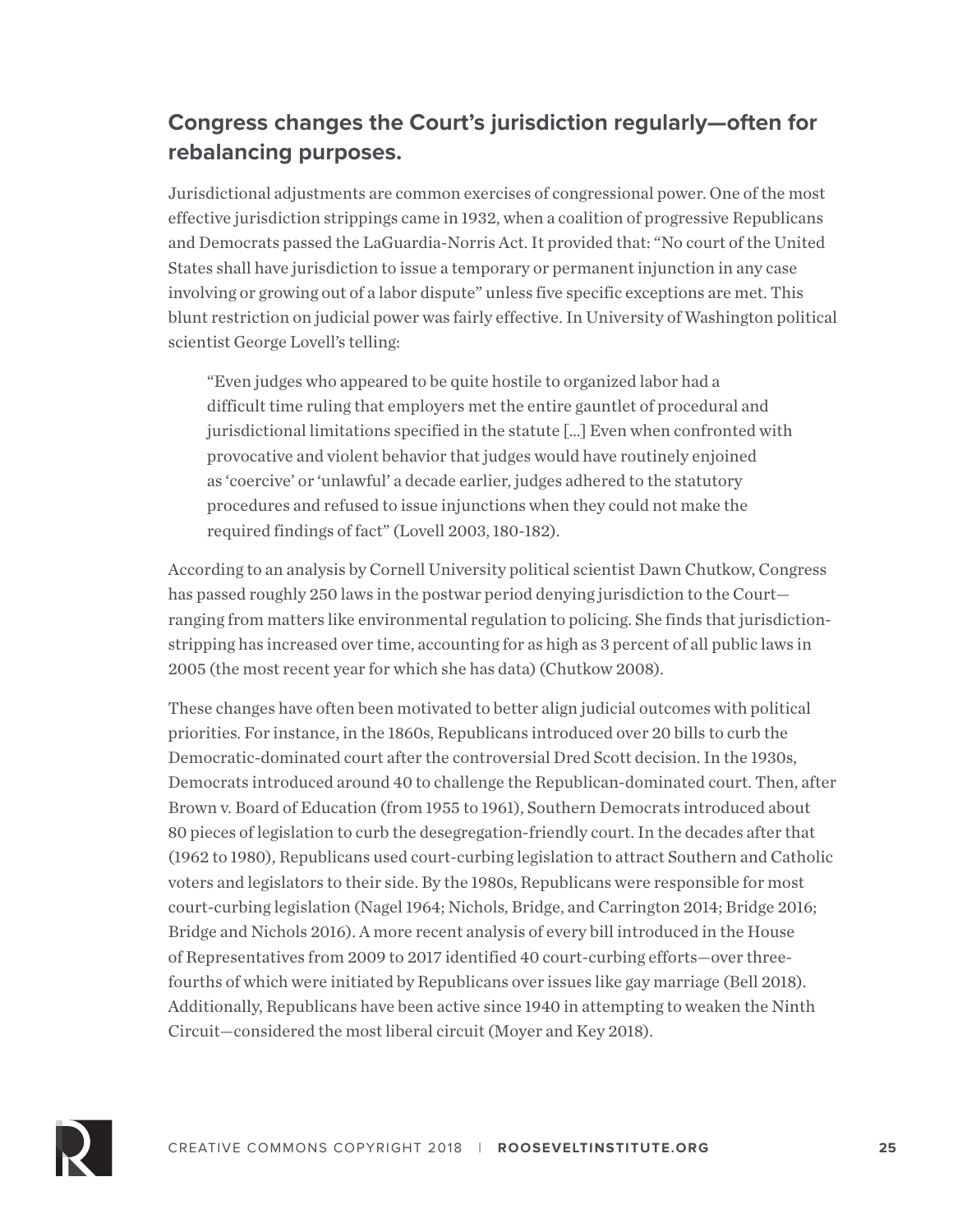## Congress changes the Court's jurisdiction regularly—often for rebalancing purposes.

Jurisdictional adjustments are common exercises of congressional power. One of the most effective jurisdiction strippings came in 1932, when a coalition of progressive Republicans and Democrats passed the LaGuardia-Norris Act. It provided that: "No court of the United States shall have jurisdiction to issue a temporary or permanent injunction in any case involving or growing out of a labor dispute" unless five specific exceptions are met. This blunt restriction on judicial power was fairly effective. In University of Washington political scientist George Lovell's telling:

> "Even judges who appeared to be quite hostile to organized labor had a difficult time ruling that employers met the entire gauntlet of procedural and jurisdictional limitations specified in the statute [...] Even when confronted with provocative and violent behavior that judges would have routinely enjoined as 'coercive' or 'unlawful' a decade earlier, judges adhered to the statutory procedures and refused to issue injunctions when they could not make the required findings of fact" (Lovell 2003, 180-182).

According to an analysis by Cornell University political scientist Dawn Chutkow, Congress has passed roughly 250 laws in the postwar period denying jurisdiction to the Court—ranging from matters like environmental regulation to policing. She finds that jurisdiction-stripping has increased over time, accounting for as high as 3 percent of all public laws in 2005 (the most recent year for which she has data) (Chutkow 2008).

These changes have often been motivated to better align judicial outcomes with political priorities. For instance, in the 1860s, Republicans introduced over 20 bills to curb the Democratic-dominated court after the controversial Dred Scott decision. In the 1930s, Democrats introduced around 40 to challenge the Republican-dominated court. Then, after Brown v. Board of Education (from 1955 to 1961), Southern Democrats introduced about 80 pieces of legislation to curb the desegregation-friendly court. In the decades after that (1962 to 1980), Republicans used court-curbing legislation to attract Southern and Catholic voters and legislators to their side. By the 1980s, Republicans were responsible for most court-curbing legislation (Nagel 1964; Nichols, Bridge, and Carrington 2014; Bridge 2016; Bridge and Nichols 2016). A more recent analysis of every bill introduced in the House of Representatives from 2009 to 2017 identified 40 court-curbing efforts—over three-fourths of which were initiated by Republicans over issues like gay marriage (Bell 2018). Additionally, Republicans have been active since 1940 in attempting to weaken the Ninth Circuit—considered the most liberal circuit (Moyer and Key 2018).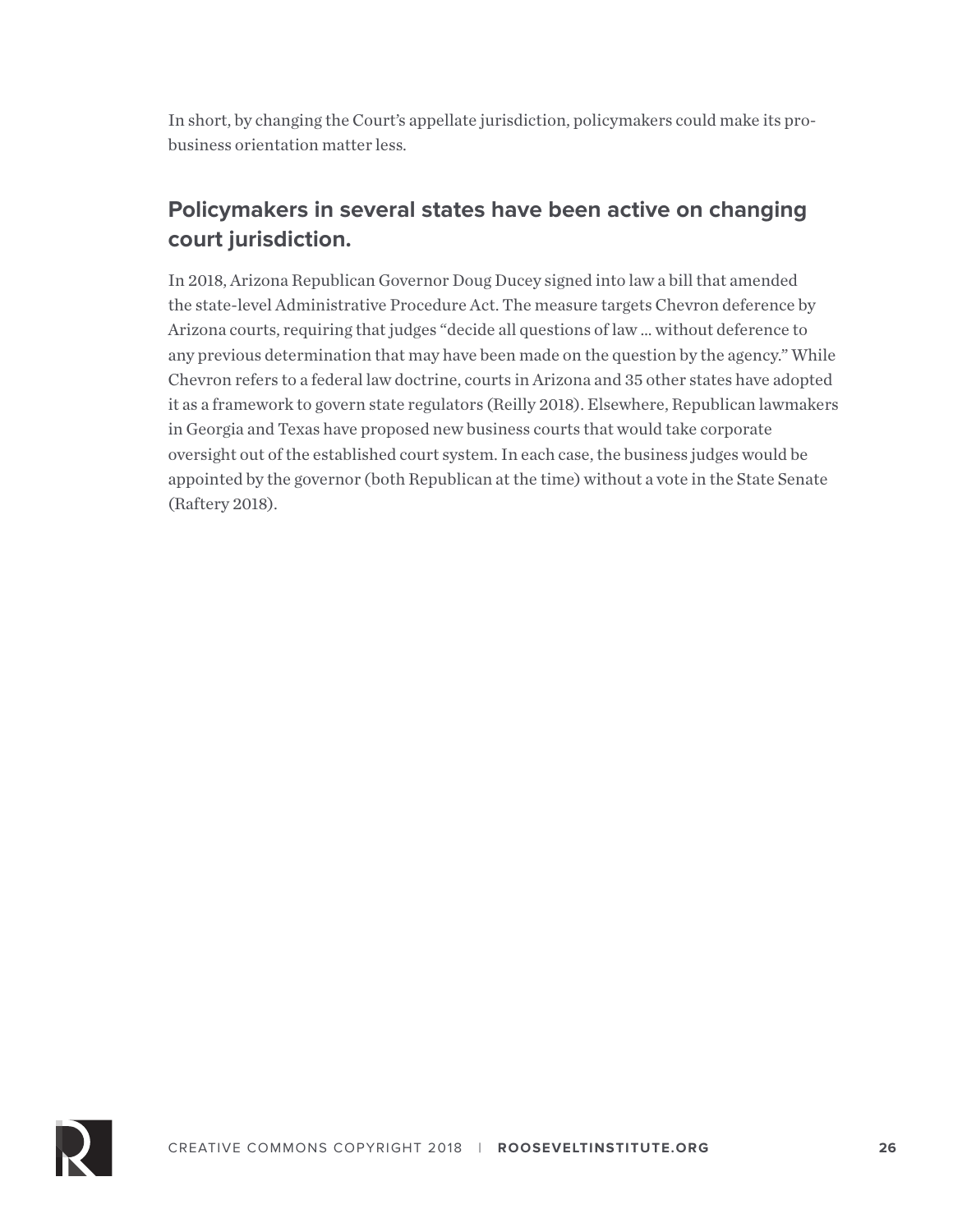In short, by changing the Court's appellate jurisdiction, policymakers could make its pro-business orientation matter less.

## Policymakers in several states have been active on changing court jurisdiction.

In 2018, Arizona Republican Governor Doug Ducey signed into law a bill that amended the state-level Administrative Procedure Act. The measure targets Chevron deference by Arizona courts, requiring that judges "decide all questions of law ... without deference to any previous determination that may have been made on the question by the agency." While Chevron refers to a federal law doctrine, courts in Arizona and 35 other states have adopted it as a framework to govern state regulators (Reilly 2018). Elsewhere, Republican lawmakers in Georgia and Texas have proposed new business courts that would take corporate oversight out of the established court system. In each case, the business judges would be appointed by the governor (both Republican at the time) without a vote in the State Senate (Raftery 2018).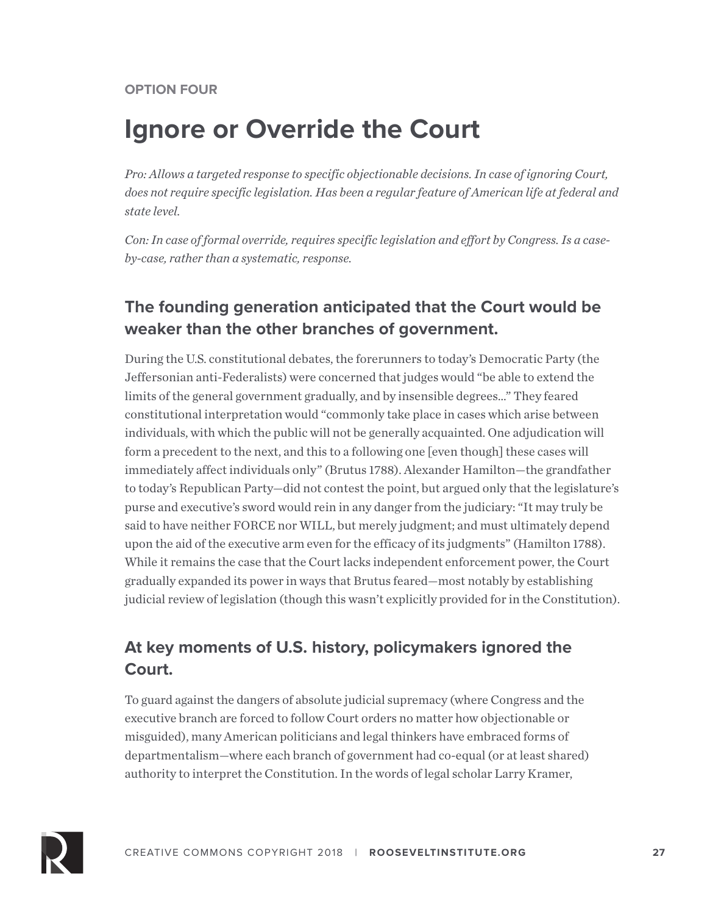OPTION FOUR

# Ignore or Override the Court

*Pro: Allows a targeted response to specific objectionable decisions. In case of ignoring Court, does not require specific legislation. Has been a regular feature of American life at federal and state level.*

*Con: In case of formal override, requires specific legislation and effort by Congress. Is a case-by-case, rather than a systematic, response.*

## The founding generation anticipated that the Court would be weaker than the other branches of government.

During the U.S. constitutional debates, the forerunners to today's Democratic Party (the Jeffersonian anti-Federalists) were concerned that judges would "be able to extend the limits of the general government gradually, and by insensible degrees..." They feared constitutional interpretation would "commonly take place in cases which arise between individuals, with which the public will not be generally acquainted. One adjudication will form a precedent to the next, and this to a following one [even though] these cases will immediately affect individuals only" (Brutus 1788). Alexander Hamilton—the grandfather to today's Republican Party—did not contest the point, but argued only that the legislature's purse and executive's sword would rein in any danger from the judiciary: "It may truly be said to have neither FORCE nor WILL, but merely judgment; and must ultimately depend upon the aid of the executive arm even for the efficacy of its judgments" (Hamilton 1788). While it remains the case that the Court lacks independent enforcement power, the Court gradually expanded its power in ways that Brutus feared—most notably by establishing judicial review of legislation (though this wasn't explicitly provided for in the Constitution).

## At key moments of U.S. history, policymakers ignored the Court.

To guard against the dangers of absolute judicial supremacy (where Congress and the executive branch are forced to follow Court orders no matter how objectionable or misguided), many American politicians and legal thinkers have embraced forms of departmentalism—where each branch of government had co-equal (or at least shared) authority to interpret the Constitution. In the words of legal scholar Larry Kramer,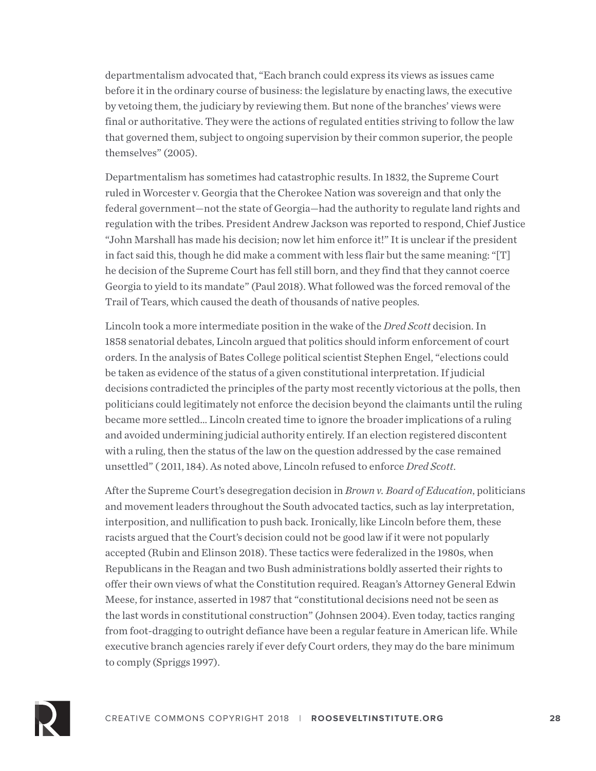departmentalism advocated that, "Each branch could express its views as issues came before it in the ordinary course of business: the legislature by enacting laws, the executive by vetoing them, the judiciary by reviewing them. But none of the branches' views were final or authoritative. They were the actions of regulated entities striving to follow the law that governed them, subject to ongoing supervision by their common superior, the people themselves" (2005).

Departmentalism has sometimes had catastrophic results. In 1832, the Supreme Court ruled in Worcester v. Georgia that the Cherokee Nation was sovereign and that only the federal government—not the state of Georgia—had the authority to regulate land rights and regulation with the tribes. President Andrew Jackson was reported to respond, Chief Justice "John Marshall has made his decision; now let him enforce it!" It is unclear if the president in fact said this, though he did make a comment with less flair but the same meaning: "[T]he decision of the Supreme Court has fell still born, and they find that they cannot coerce Georgia to yield to its mandate" (Paul 2018). What followed was the forced removal of the Trail of Tears, which caused the death of thousands of native peoples.

Lincoln took a more intermediate position in the wake of the *Dred Scott* decision. In 1858 senatorial debates, Lincoln argued that politics should inform enforcement of court orders. In the analysis of Bates College political scientist Stephen Engel, "elections could be taken as evidence of the status of a given constitutional interpretation. If judicial decisions contradicted the principles of the party most recently victorious at the polls, then politicians could legitimately not enforce the decision beyond the claimants until the ruling became more settled... Lincoln created time to ignore the broader implications of a ruling and avoided undermining judicial authority entirely. If an election registered discontent with a ruling, then the status of the law on the question addressed by the case remained unsettled" ( 2011, 184). As noted above, Lincoln refused to enforce *Dred Scott*.

After the Supreme Court's desegregation decision in *Brown v. Board of Education*, politicians and movement leaders throughout the South advocated tactics, such as lay interpretation, interposition, and nullification to push back. Ironically, like Lincoln before them, these racists argued that the Court's decision could not be good law if it were not popularly accepted (Rubin and Elinson 2018). These tactics were federalized in the 1980s, when Republicans in the Reagan and two Bush administrations boldly asserted their rights to offer their own views of what the Constitution required. Reagan's Attorney General Edwin Meese, for instance, asserted in 1987 that "constitutional decisions need not be seen as the last words in constitutional construction" (Johnsen 2004). Even today, tactics ranging from foot-dragging to outright defiance have been a regular feature in American life. While executive branch agencies rarely if ever defy Court orders, they may do the bare minimum to comply (Spriggs 1997).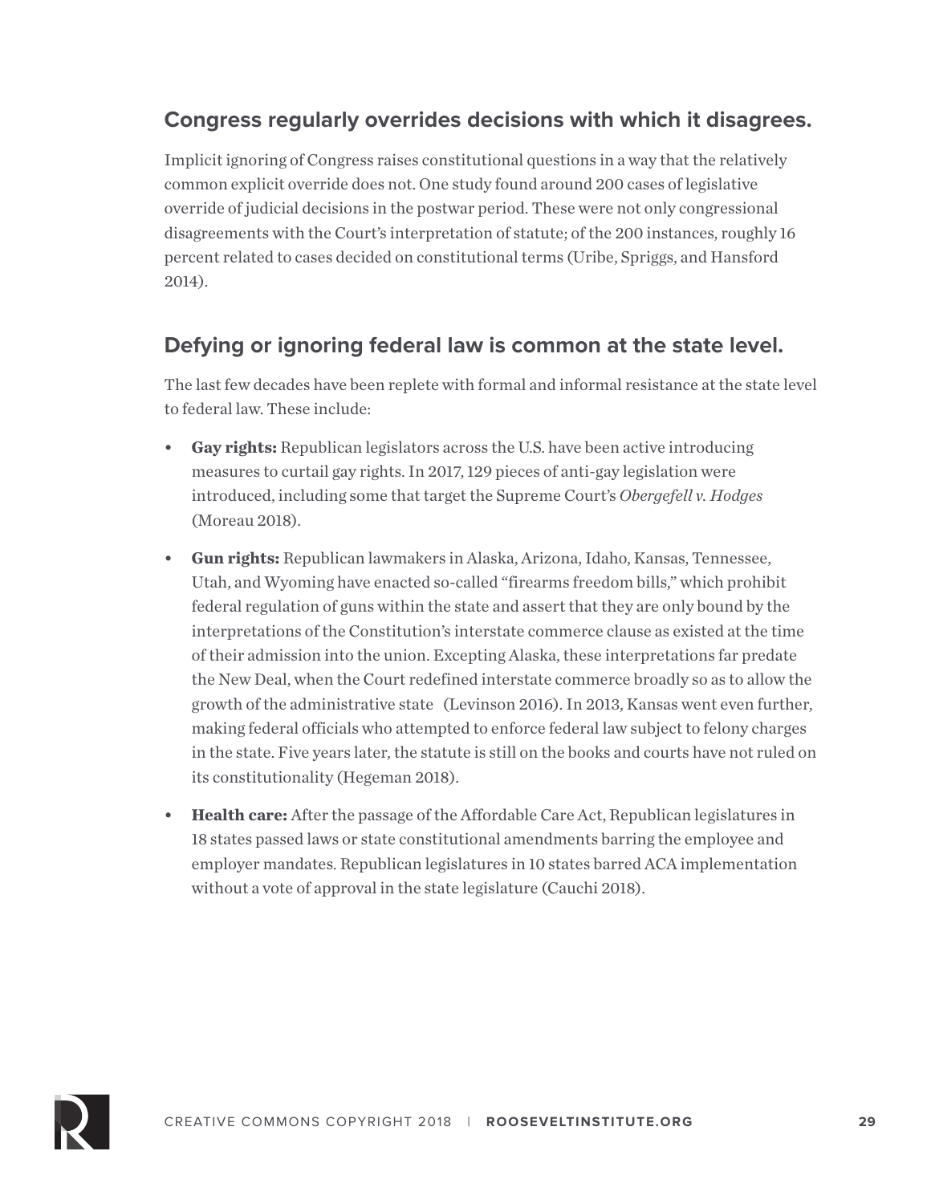### Congress regularly overrides decisions with which it disagrees.

Implicit ignoring of Congress raises constitutional questions in a way that the relatively common explicit override does not. One study found around 200 cases of legislative override of judicial decisions in the postwar period. These were not only congressional disagreements with the Court's interpretation of statute; of the 200 instances, roughly 16 percent related to cases decided on constitutional terms (Uribe, Spriggs, and Hansford 2014).

### Defying or ignoring federal law is common at the state level.

The last few decades have been replete with formal and informal resistance at the state level to federal law. These include:

- **Gay rights:** Republican legislators across the U.S. have been active introducing measures to curtail gay rights. In 2017, 129 pieces of anti-gay legislation were introduced, including some that target the Supreme Court's *Obergefell v. Hodges* (Moreau 2018).
- **Gun rights:** Republican lawmakers in Alaska, Arizona, Idaho, Kansas, Tennessee, Utah, and Wyoming have enacted so-called "firearms freedom bills," which prohibit federal regulation of guns within the state and assert that they are only bound by the interpretations of the Constitution's interstate commerce clause as existed at the time of their admission into the union. Excepting Alaska, these interpretations far predate the New Deal, when the Court redefined interstate commerce broadly so as to allow the growth of the administrative state (Levinson 2016). In 2013, Kansas went even further, making federal officials who attempted to enforce federal law subject to felony charges in the state. Five years later, the statute is still on the books and courts have not ruled on its constitutionality (Hegeman 2018).
- **Health care:** After the passage of the Affordable Care Act, Republican legislatures in 18 states passed laws or state constitutional amendments barring the employee and employer mandates. Republican legislatures in 10 states barred ACA implementation without a vote of approval in the state legislature (Cauchi 2018).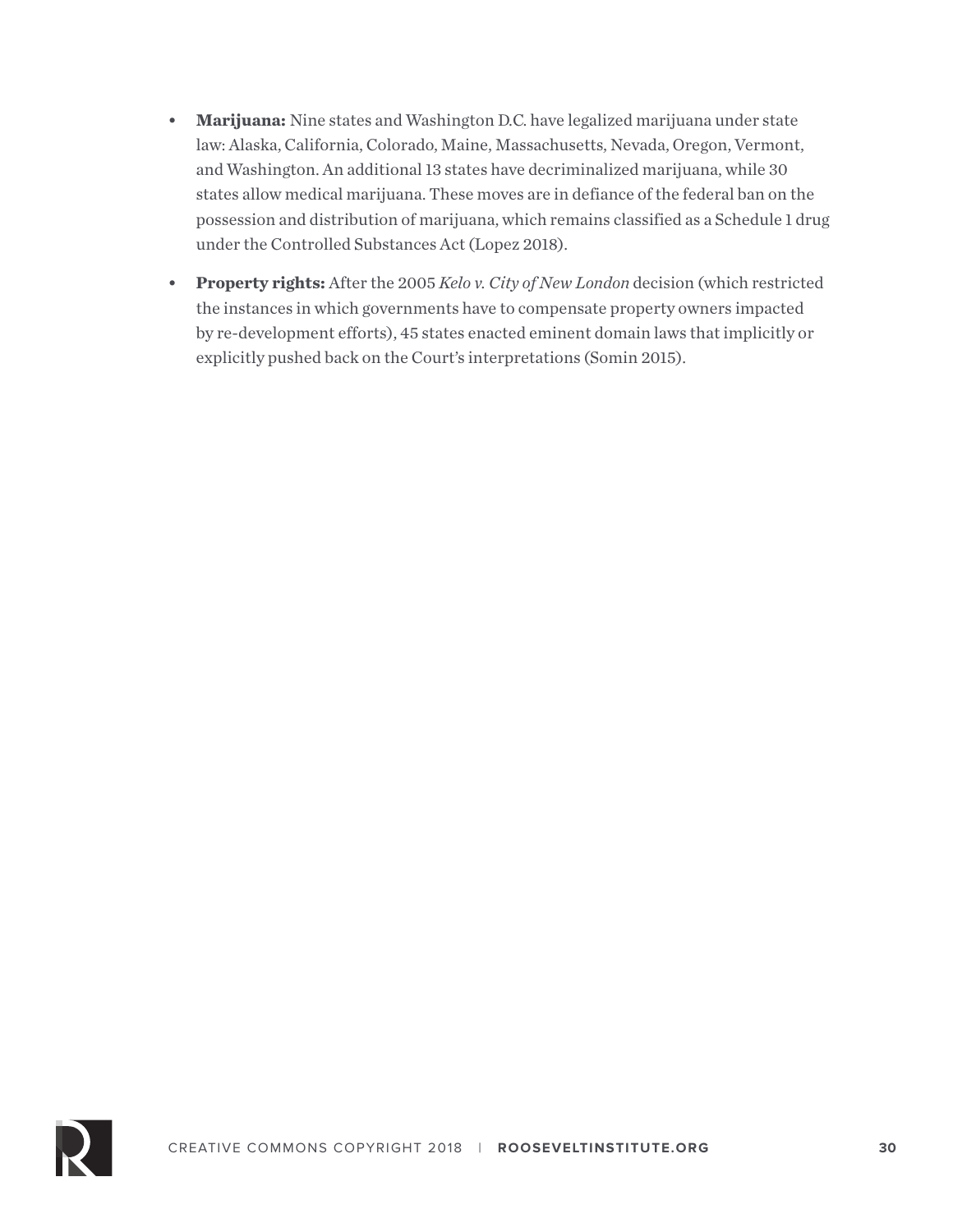- **Marijuana:** Nine states and Washington D.C. have legalized marijuana under state law: Alaska, California, Colorado, Maine, Massachusetts, Nevada, Oregon, Vermont, and Washington. An additional 13 states have decriminalized marijuana, while 30 states allow medical marijuana. These moves are in defiance of the federal ban on the possession and distribution of marijuana, which remains classified as a Schedule 1 drug under the Controlled Substances Act (Lopez 2018).
- **Property rights:** After the 2005 *Kelo v. City of New London* decision (which restricted the instances in which governments have to compensate property owners impacted by re-development efforts), 45 states enacted eminent domain laws that implicitly or explicitly pushed back on the Court's interpretations (Somin 2015).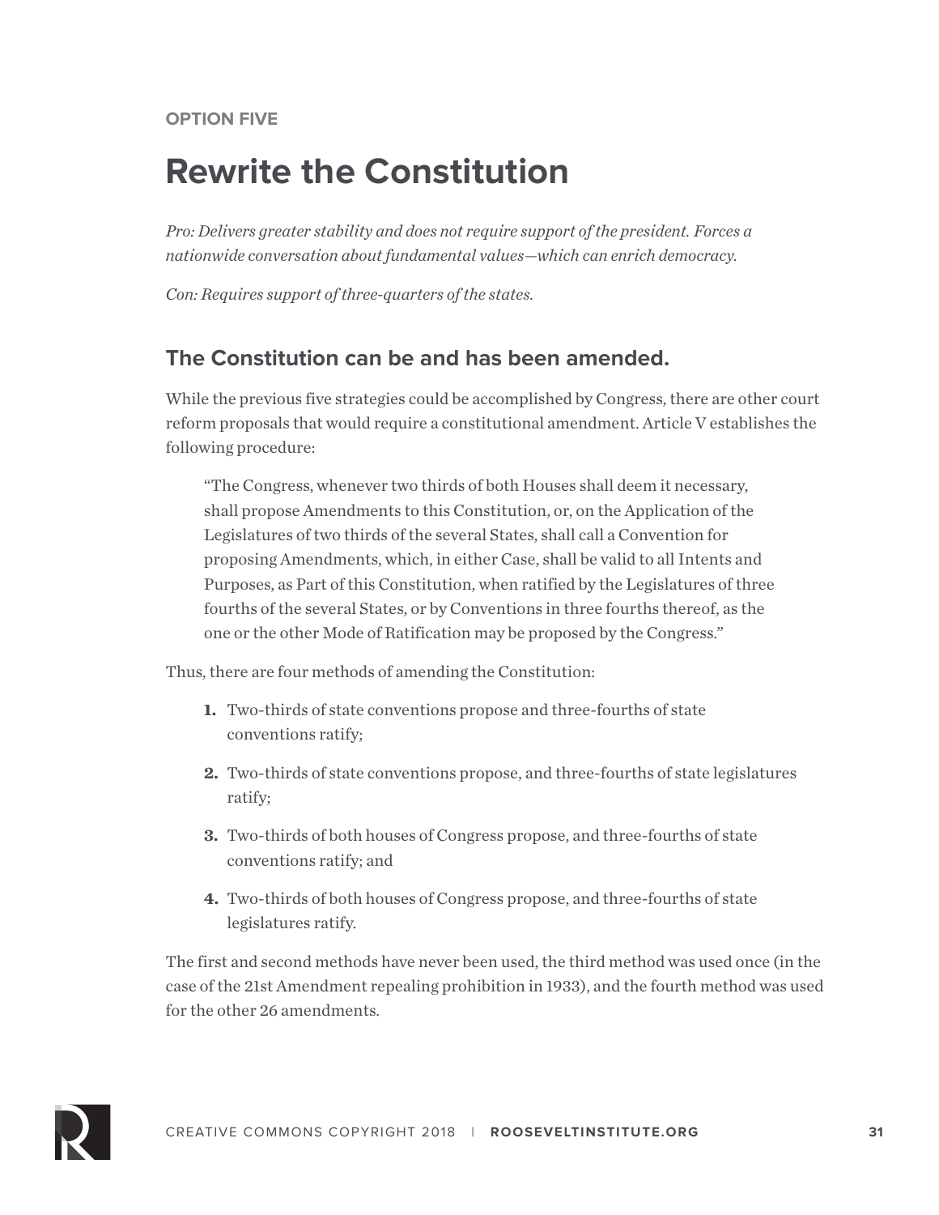OPTION FIVE

# Rewrite the Constitution

*Pro: Delivers greater stability and does not require support of the president. Forces a nationwide conversation about fundamental values—which can enrich democracy.*

*Con: Requires support of three-quarters of the states.*

## The Constitution can be and has been amended.

While the previous five strategies could be accomplished by Congress, there are other court reform proposals that would require a constitutional amendment. Article V establishes the following procedure:

> "The Congress, whenever two thirds of both Houses shall deem it necessary, shall propose Amendments to this Constitution, or, on the Application of the Legislatures of two thirds of the several States, shall call a Convention for proposing Amendments, which, in either Case, shall be valid to all Intents and Purposes, as Part of this Constitution, when ratified by the Legislatures of three fourths of the several States, or by Conventions in three fourths thereof, as the one or the other Mode of Ratification may be proposed by the Congress."

Thus, there are four methods of amending the Constitution:

1. Two-thirds of state conventions propose and three-fourths of state conventions ratify;
2. Two-thirds of state conventions propose, and three-fourths of state legislatures ratify;
3. Two-thirds of both houses of Congress propose, and three-fourths of state conventions ratify; and
4. Two-thirds of both houses of Congress propose, and three-fourths of state legislatures ratify.

The first and second methods have never been used, the third method was used once (in the case of the 21st Amendment repealing prohibition in 1933), and the fourth method was used for the other 26 amendments.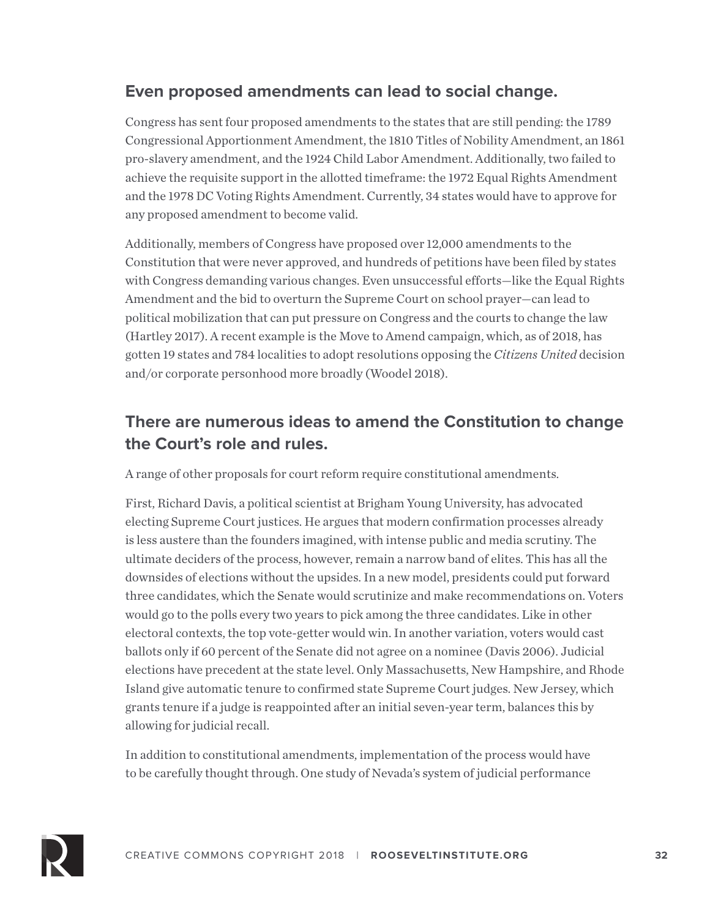## Even proposed amendments can lead to social change.

Congress has sent four proposed amendments to the states that are still pending: the 1789 Congressional Apportionment Amendment, the 1810 Titles of Nobility Amendment, an 1861 pro-slavery amendment, and the 1924 Child Labor Amendment. Additionally, two failed to achieve the requisite support in the allotted timeframe: the 1972 Equal Rights Amendment and the 1978 DC Voting Rights Amendment. Currently, 34 states would have to approve for any proposed amendment to become valid.

Additionally, members of Congress have proposed over 12,000 amendments to the Constitution that were never approved, and hundreds of petitions have been filed by states with Congress demanding various changes. Even unsuccessful efforts—like the Equal Rights Amendment and the bid to overturn the Supreme Court on school prayer—can lead to political mobilization that can put pressure on Congress and the courts to change the law (Hartley 2017). A recent example is the Move to Amend campaign, which, as of 2018, has gotten 19 states and 784 localities to adopt resolutions opposing the *Citizens United* decision and/or corporate personhood more broadly (Woodel 2018).

## There are numerous ideas to amend the Constitution to change the Court's role and rules.

A range of other proposals for court reform require constitutional amendments.

First, Richard Davis, a political scientist at Brigham Young University, has advocated electing Supreme Court justices. He argues that modern confirmation processes already is less austere than the founders imagined, with intense public and media scrutiny. The ultimate deciders of the process, however, remain a narrow band of elites. This has all the downsides of elections without the upsides. In a new model, presidents could put forward three candidates, which the Senate would scrutinize and make recommendations on. Voters would go to the polls every two years to pick among the three candidates. Like in other electoral contexts, the top vote-getter would win. In another variation, voters would cast ballots only if 60 percent of the Senate did not agree on a nominee (Davis 2006). Judicial elections have precedent at the state level. Only Massachusetts, New Hampshire, and Rhode Island give automatic tenure to confirmed state Supreme Court judges. New Jersey, which grants tenure if a judge is reappointed after an initial seven-year term, balances this by allowing for judicial recall.

In addition to constitutional amendments, implementation of the process would have to be carefully thought through. One study of Nevada's system of judicial performance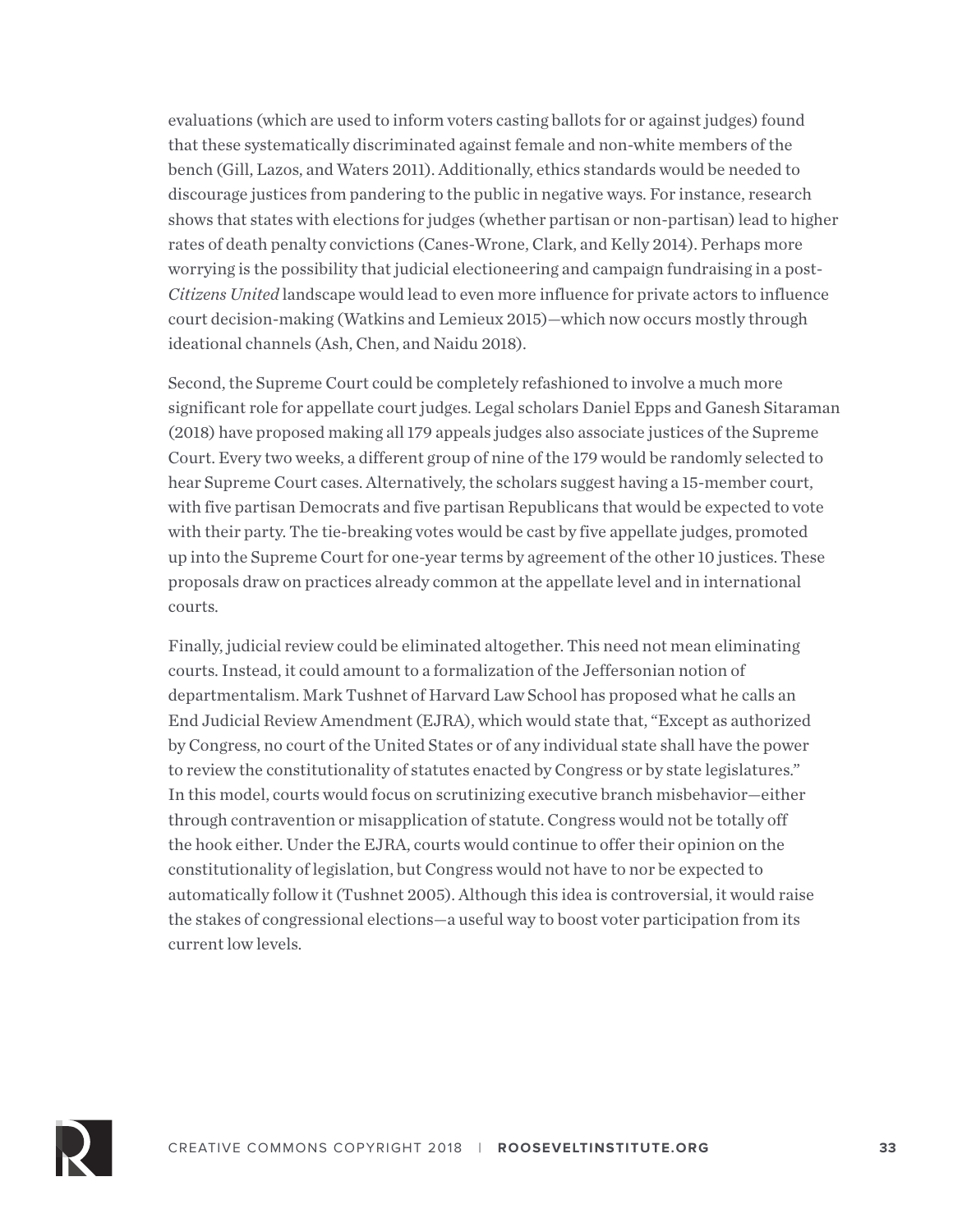evaluations (which are used to inform voters casting ballots for or against judges) found that these systematically discriminated against female and non-white members of the bench (Gill, Lazos, and Waters 2011). Additionally, ethics standards would be needed to discourage justices from pandering to the public in negative ways. For instance, research shows that states with elections for judges (whether partisan or non-partisan) lead to higher rates of death penalty convictions (Canes-Wrone, Clark, and Kelly 2014). Perhaps more worrying is the possibility that judicial electioneering and campaign fundraising in a post-*Citizens United* landscape would lead to even more influence for private actors to influence court decision-making (Watkins and Lemieux 2015)—which now occurs mostly through ideational channels (Ash, Chen, and Naidu 2018).

Second, the Supreme Court could be completely refashioned to involve a much more significant role for appellate court judges. Legal scholars Daniel Epps and Ganesh Sitaraman (2018) have proposed making all 179 appeals judges also associate justices of the Supreme Court. Every two weeks, a different group of nine of the 179 would be randomly selected to hear Supreme Court cases. Alternatively, the scholars suggest having a 15-member court, with five partisan Democrats and five partisan Republicans that would be expected to vote with their party. The tie-breaking votes would be cast by five appellate judges, promoted up into the Supreme Court for one-year terms by agreement of the other 10 justices. These proposals draw on practices already common at the appellate level and in international courts.

Finally, judicial review could be eliminated altogether. This need not mean eliminating courts. Instead, it could amount to a formalization of the Jeffersonian notion of departmentalism. Mark Tushnet of Harvard Law School has proposed what he calls an End Judicial Review Amendment (EJRA), which would state that, "Except as authorized by Congress, no court of the United States or of any individual state shall have the power to review the constitutionality of statutes enacted by Congress or by state legislatures." In this model, courts would focus on scrutinizing executive branch misbehavior—either through contravention or misapplication of statute. Congress would not be totally off the hook either. Under the EJRA, courts would continue to offer their opinion on the constitutionality of legislation, but Congress would not have to nor be expected to automatically follow it (Tushnet 2005). Although this idea is controversial, it would raise the stakes of congressional elections—a useful way to boost voter participation from its current low levels.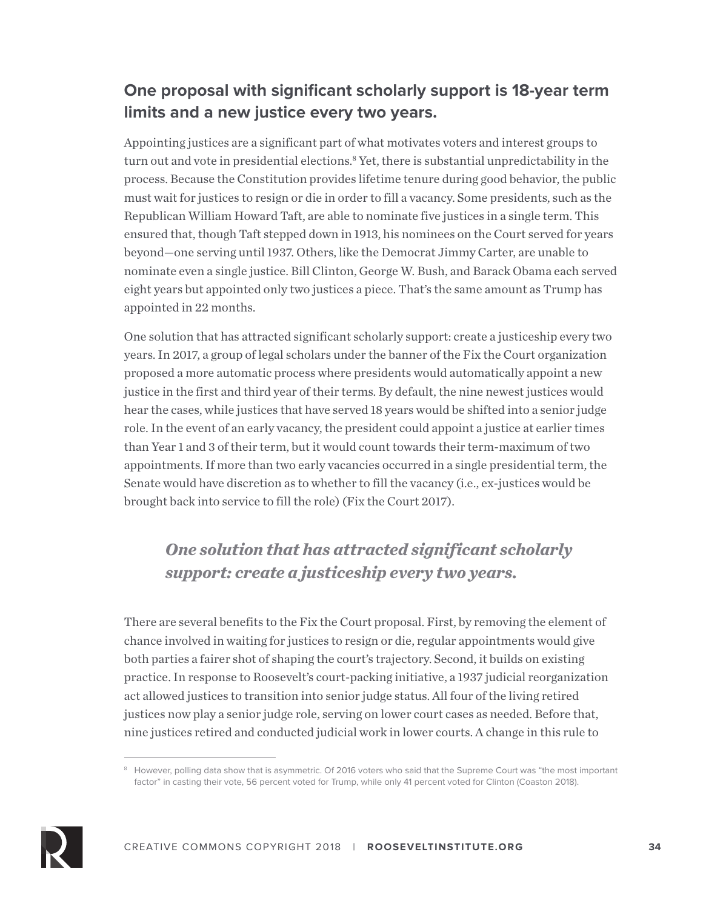## One proposal with significant scholarly support is 18-year term limits and a new justice every two years.

Appointing justices are a significant part of what motivates voters and interest groups to turn out and vote in presidential elections.[8] Yet, there is substantial unpredictability in the process. Because the Constitution provides lifetime tenure during good behavior, the public must wait for justices to resign or die in order to fill a vacancy. Some presidents, such as the Republican William Howard Taft, are able to nominate five justices in a single term. This ensured that, though Taft stepped down in 1913, his nominees on the Court served for years beyond—one serving until 1937. Others, like the Democrat Jimmy Carter, are unable to nominate even a single justice. Bill Clinton, George W. Bush, and Barack Obama each served eight years but appointed only two justices a piece. That's the same amount as Trump has appointed in 22 months.

One solution that has attracted significant scholarly support: create a justiceship every two years. In 2017, a group of legal scholars under the banner of the Fix the Court organization proposed a more automatic process where presidents would automatically appoint a new justice in the first and third year of their terms. By default, the nine newest justices would hear the cases, while justices that have served 18 years would be shifted into a senior judge role. In the event of an early vacancy, the president could appoint a justice at earlier times than Year 1 and 3 of their term, but it would count towards their term-maximum of two appointments. If more than two early vacancies occurred in a single presidential term, the Senate would have discretion as to whether to fill the vacancy (i.e., ex-justices would be brought back into service to fill the role) (Fix the Court 2017).

> ***One solution that has attracted significant scholarly support: create a justiceship every two years.***

There are several benefits to the Fix the Court proposal. First, by removing the element of chance involved in waiting for justices to resign or die, regular appointments would give both parties a fairer shot of shaping the court's trajectory. Second, it builds on existing practice. In response to Roosevelt's court-packing initiative, a 1937 judicial reorganization act allowed justices to transition into senior judge status. All four of the living retired justices now play a senior judge role, serving on lower court cases as needed. Before that, nine justices retired and conducted judicial work in lower courts. A change in this rule to

---

[8] However, polling data show that is asymmetric. Of 2016 voters who said that the Supreme Court was "the most important factor" in casting their vote, 56 percent voted for Trump, while only 41 percent voted for Clinton (Coaston 2018).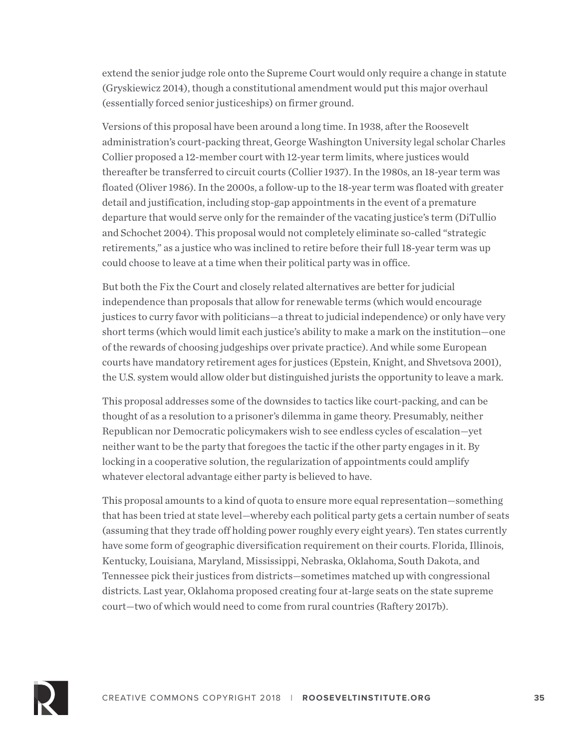extend the senior judge role onto the Supreme Court would only require a change in statute (Gryskiewicz 2014), though a constitutional amendment would put this major overhaul (essentially forced senior justiceships) on firmer ground.

Versions of this proposal have been around a long time. In 1938, after the Roosevelt administration's court-packing threat, George Washington University legal scholar Charles Collier proposed a 12-member court with 12-year term limits, where justices would thereafter be transferred to circuit courts (Collier 1937). In the 1980s, an 18-year term was floated (Oliver 1986). In the 2000s, a follow-up to the 18-year term was floated with greater detail and justification, including stop-gap appointments in the event of a premature departure that would serve only for the remainder of the vacating justice's term (DiTullio and Schochet 2004). This proposal would not completely eliminate so-called "strategic retirements," as a justice who was inclined to retire before their full 18-year term was up could choose to leave at a time when their political party was in office.

But both the Fix the Court and closely related alternatives are better for judicial independence than proposals that allow for renewable terms (which would encourage justices to curry favor with politicians—a threat to judicial independence) or only have very short terms (which would limit each justice's ability to make a mark on the institution—one of the rewards of choosing judgeships over private practice). And while some European courts have mandatory retirement ages for justices (Epstein, Knight, and Shvetsova 2001), the U.S. system would allow older but distinguished jurists the opportunity to leave a mark.

This proposal addresses some of the downsides to tactics like court-packing, and can be thought of as a resolution to a prisoner's dilemma in game theory. Presumably, neither Republican nor Democratic policymakers wish to see endless cycles of escalation—yet neither want to be the party that foregoes the tactic if the other party engages in it. By locking in a cooperative solution, the regularization of appointments could amplify whatever electoral advantage either party is believed to have.

This proposal amounts to a kind of quota to ensure more equal representation—something that has been tried at state level—whereby each political party gets a certain number of seats (assuming that they trade off holding power roughly every eight years). Ten states currently have some form of geographic diversification requirement on their courts. Florida, Illinois, Kentucky, Louisiana, Maryland, Mississippi, Nebraska, Oklahoma, South Dakota, and Tennessee pick their justices from districts—sometimes matched up with congressional districts. Last year, Oklahoma proposed creating four at-large seats on the state supreme court—two of which would need to come from rural countries (Raftery 2017b).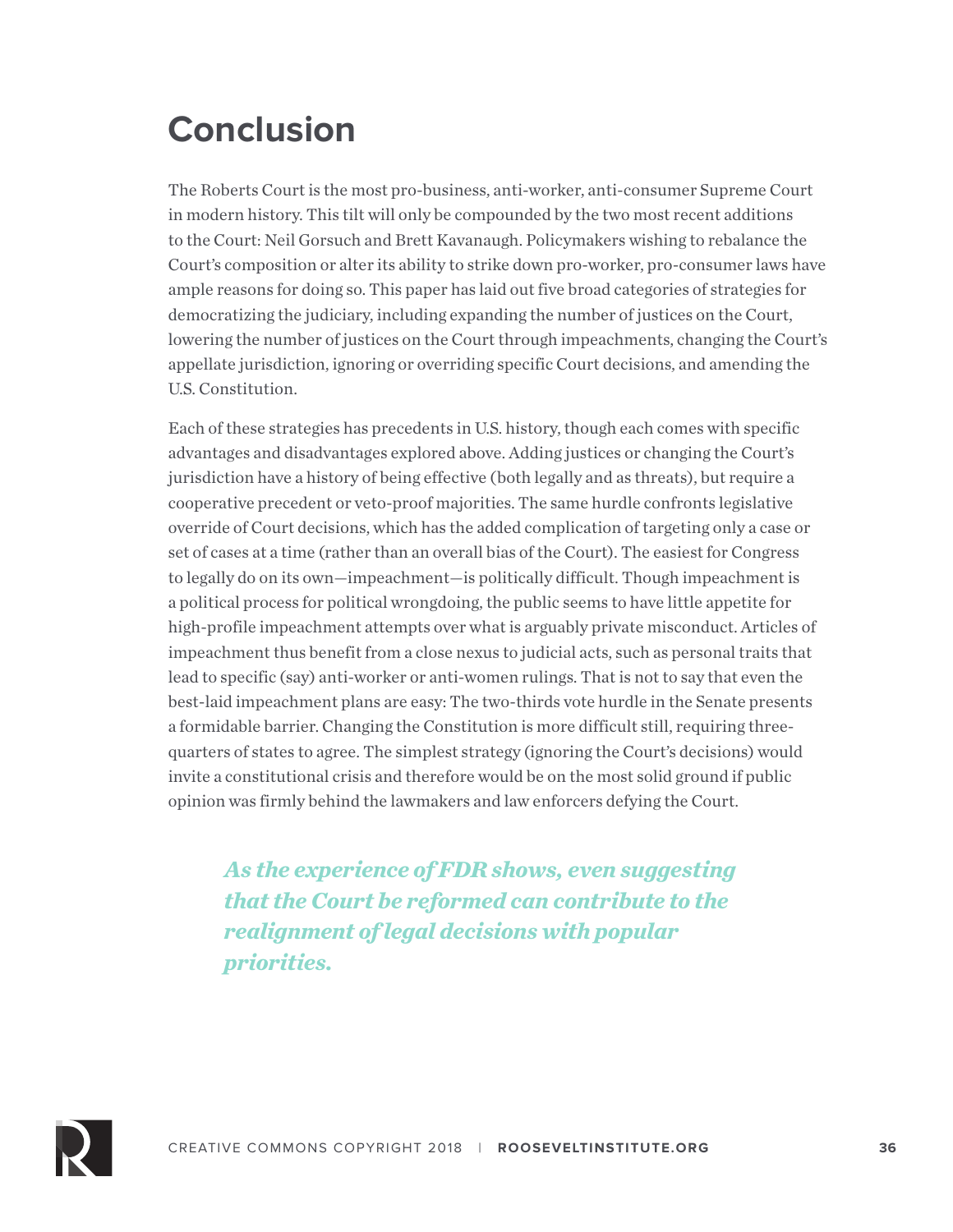# Conclusion

The Roberts Court is the most pro-business, anti-worker, anti-consumer Supreme Court in modern history. This tilt will only be compounded by the two most recent additions to the Court: Neil Gorsuch and Brett Kavanaugh. Policymakers wishing to rebalance the Court's composition or alter its ability to strike down pro-worker, pro-consumer laws have ample reasons for doing so. This paper has laid out five broad categories of strategies for democratizing the judiciary, including expanding the number of justices on the Court, lowering the number of justices on the Court through impeachments, changing the Court's appellate jurisdiction, ignoring or overriding specific Court decisions, and amending the U.S. Constitution.

Each of these strategies has precedents in U.S. history, though each comes with specific advantages and disadvantages explored above. Adding justices or changing the Court's jurisdiction have a history of being effective (both legally and as threats), but require a cooperative precedent or veto-proof majorities. The same hurdle confronts legislative override of Court decisions, which has the added complication of targeting only a case or set of cases at a time (rather than an overall bias of the Court). The easiest for Congress to legally do on its own—impeachment—is politically difficult. Though impeachment is a political process for political wrongdoing, the public seems to have little appetite for high-profile impeachment attempts over what is arguably private misconduct. Articles of impeachment thus benefit from a close nexus to judicial acts, such as personal traits that lead to specific (say) anti-worker or anti-women rulings. That is not to say that even the best-laid impeachment plans are easy: The two-thirds vote hurdle in the Senate presents a formidable barrier. Changing the Constitution is more difficult still, requiring three-quarters of states to agree. The simplest strategy (ignoring the Court's decisions) would invite a constitutional crisis and therefore would be on the most solid ground if public opinion was firmly behind the lawmakers and law enforcers defying the Court.

> ***As the experience of FDR shows, even suggesting that the Court be reformed can contribute to the realignment of legal decisions with popular priorities.***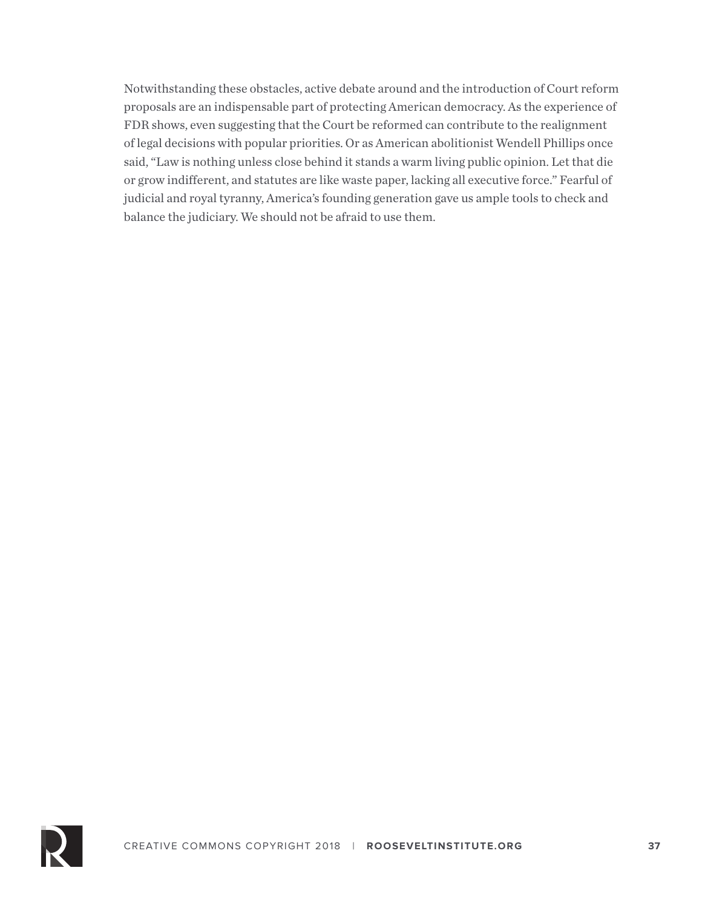Notwithstanding these obstacles, active debate around and the introduction of Court reform proposals are an indispensable part of protecting American democracy. As the experience of FDR shows, even suggesting that the Court be reformed can contribute to the realignment of legal decisions with popular priorities. Or as American abolitionist Wendell Phillips once said, "Law is nothing unless close behind it stands a warm living public opinion. Let that die or grow indifferent, and statutes are like waste paper, lacking all executive force." Fearful of judicial and royal tyranny, America's founding generation gave us ample tools to check and balance the judiciary. We should not be afraid to use them.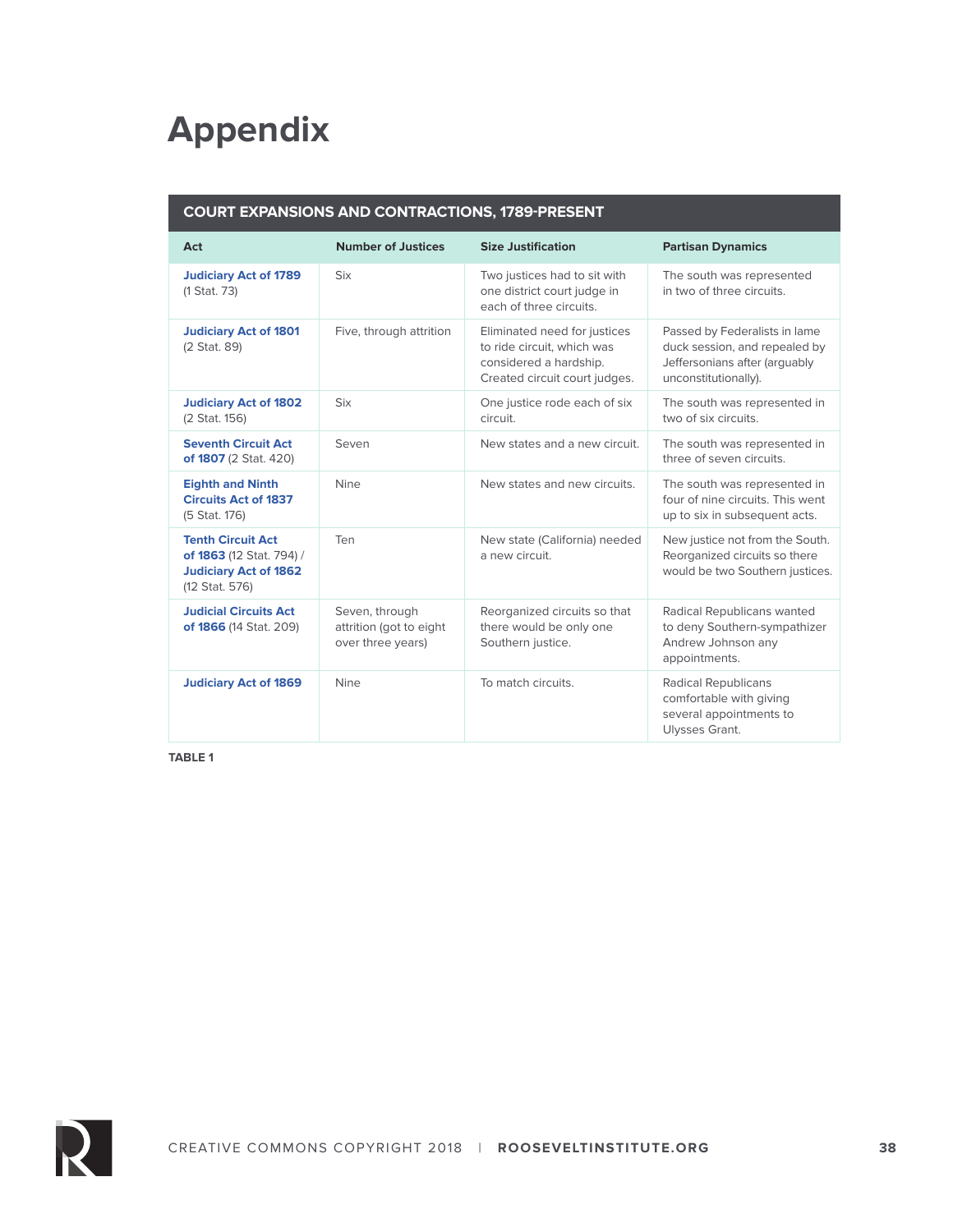# Appendix

| COURT EXPANSIONS AND CONTRACTIONS, 1789-PRESENT | | | |
|---|---|---|---|
| **Act** | **Number of Justices** | **Size Justification** | **Partisan Dynamics** |
| **Judiciary Act of 1789** (1 Stat. 73) | Six | Two justices had to sit with one district court judge in each of three circuits. | The south was represented in two of three circuits. |
| **Judiciary Act of 1801** (2 Stat. 89) | Five, through attrition | Eliminated need for justices to ride circuit, which was considered a hardship. Created circuit court judges. | Passed by Federalists in lame duck session, and repealed by Jeffersonians after (arguably unconstitutionally). |
| **Judiciary Act of 1802** (2 Stat. 156) | Six | One justice rode each of six circuit. | The south was represented in two of six circuits. |
| **Seventh Circuit Act of 1807** (2 Stat. 420) | Seven | New states and a new circuit. | The south was represented in three of seven circuits. |
| **Eighth and Ninth Circuits Act of 1837** (5 Stat. 176) | Nine | New states and new circuits. | The south was represented in four of nine circuits. This went up to six in subsequent acts. |
| **Tenth Circuit Act of 1863** (12 Stat. 794) / **Judiciary Act of 1862** (12 Stat. 576) | Ten | New state (California) needed a new circuit. | New justice not from the South. Reorganized circuits so there would be two Southern justices. |
| **Judicial Circuits Act of 1866** (14 Stat. 209) | Seven, through attrition (got to eight over three years) | Reorganized circuits so that there would be only one Southern justice. | Radical Republicans wanted to deny Southern-sympathizer Andrew Johnson any appointments. |
| **Judiciary Act of 1869** | Nine | To match circuits. | Radical Republicans comfortable with giving several appointments to Ulysses Grant. |

**TABLE 1**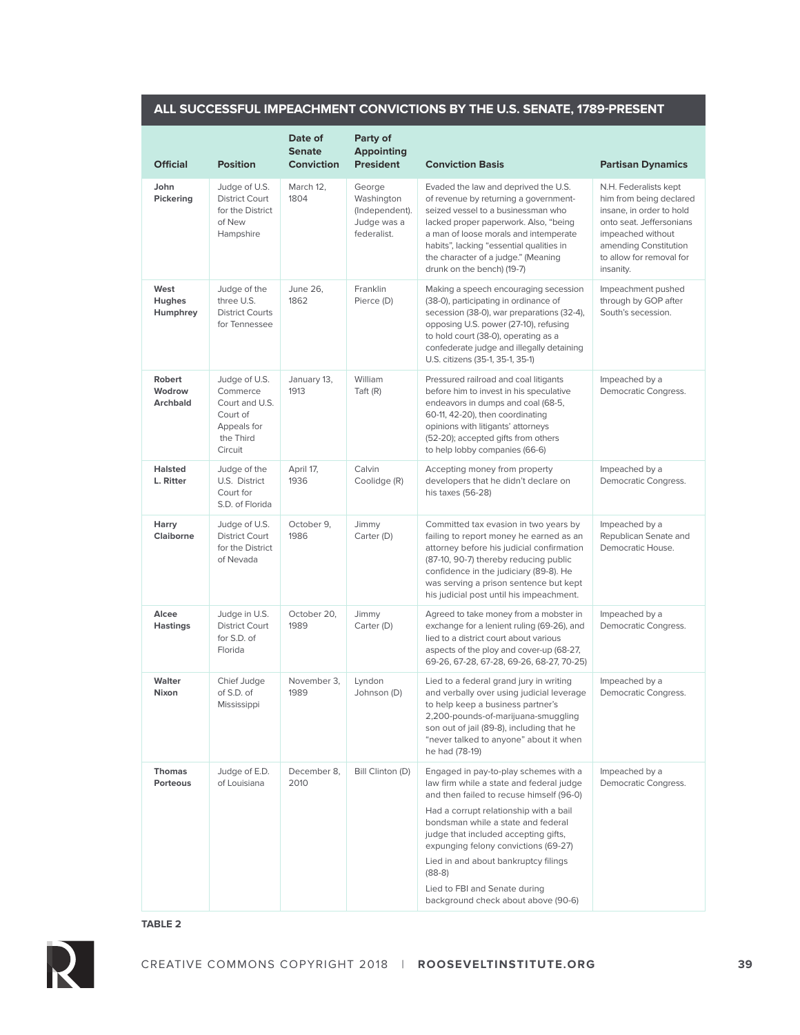## ALL SUCCESSFUL IMPEACHMENT CONVICTIONS BY THE U.S. SENATE, 1789-PRESENT

| Official | Position | Date of Senate Conviction | Party of Appointing President | Conviction Basis | Partisan Dynamics |
|---|---|---|---|---|---|
| **John Pickering** | Judge of U.S. District Court for the District of New Hampshire | March 12, 1804 | George Washington (Independent). Judge was a federalist. | Evaded the law and deprived the U.S. of revenue by returning a government-seized vessel to a businessman who lacked proper paperwork. Also, "being a man of loose morals and intemperate habits", lacking "essential qualities in the character of a judge." (Meaning drunk on the bench) (19-7) | N.H. Federalists kept him from being declared insane, in order to hold onto seat. Jeffersonians impeached without amending Constitution to allow for removal for insanity. |
| **West Hughes Humphrey** | Judge of the three U.S. District Courts for Tennessee | June 26, 1862 | Franklin Pierce (D) | Making a speech encouraging secession (38-0), participating in ordinance of secession (38-0), war preparations (32-4), opposing U.S. power (27-10), refusing to hold court (38-0), operating as a confederate judge and illegally detaining U.S. citizens (35-1, 35-1, 35-1) | Impeachment pushed through by GOP after South's secession. |
| **Robert Wodrow Archbald** | Judge of U.S. Commerce Court and U.S. Court of Appeals for the Third Circuit | January 13, 1913 | William Taft (R) | Pressured railroad and coal litigants before him to invest in his speculative endeavors in dumps and coal (68-5, 60-11, 42-20), then coordinating opinions with litigants' attorneys (52-20); accepted gifts from others to help lobby companies (66-6) | Impeached by a Democratic Congress. |
| **Halsted L. Ritter** | Judge of the U.S. District Court for S.D. of Florida | April 17, 1936 | Calvin Coolidge (R) | Accepting money from property developers that he didn't declare on his taxes (56-28) | Impeached by a Democratic Congress. |
| **Harry Claiborne** | Judge of U.S. District Court for the District of Nevada | October 9, 1986 | Jimmy Carter (D) | Committed tax evasion in two years by failing to report money he earned as an attorney before his judicial confirmation (87-10, 90-7) thereby reducing public confidence in the judiciary (89-8). He was serving a prison sentence but kept his judicial post until his impeachment. | Impeached by a Republican Senate and Democratic House. |
| **Alcee Hastings** | Judge in U.S. District Court for S.D. of Florida | October 20, 1989 | Jimmy Carter (D) | Agreed to take money from a mobster in exchange for a lenient ruling (69-26), and lied to a district court about various aspects of the ploy and cover-up (68-27, 69-26, 67-28, 67-28, 69-26, 68-27, 70-25) | Impeached by a Democratic Congress. |
| **Walter Nixon** | Chief Judge of S.D. of Mississippi | November 3, 1989 | Lyndon Johnson (D) | Lied to a federal grand jury in writing and verbally over using judicial leverage to help keep a business partner's 2,200-pounds-of-marijuana-smuggling son out of jail (89-8), including that he "never talked to anyone" about it when he had (78-19) | Impeached by a Democratic Congress. |
| **Thomas Porteous** | Judge of E.D. of Louisiana | December 8, 2010 | Bill Clinton (D) | Engaged in pay-to-play schemes with a law firm while a state and federal judge and then failed to recuse himself (96-0)<br>Had a corrupt relationship with a bail bondsman while a state and federal judge that included accepting gifts, expunging felony convictions (69-27)<br>Lied in and about bankruptcy filings (88-8)<br>Lied to FBI and Senate during background check about above (90-6) | Impeached by a Democratic Congress. |

**TABLE 2**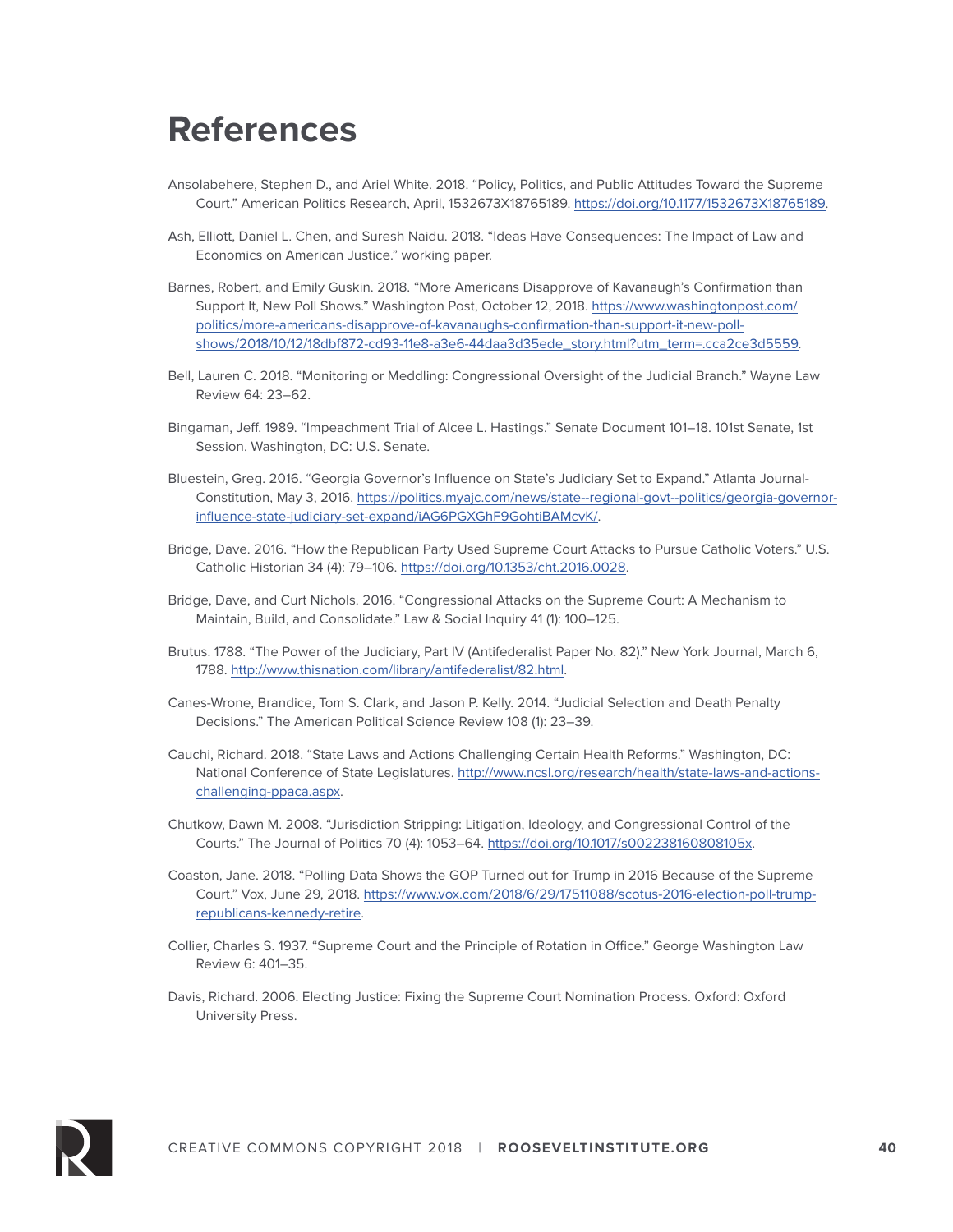# References

Ansolabehere, Stephen D., and Ariel White. 2018. "Policy, Politics, and Public Attitudes Toward the Supreme Court." American Politics Research, April, 1532673X18765189. https://doi.org/10.1177/1532673X18765189.

Ash, Elliott, Daniel L. Chen, and Suresh Naidu. 2018. "Ideas Have Consequences: The Impact of Law and Economics on American Justice." working paper.

Barnes, Robert, and Emily Guskin. 2018. "More Americans Disapprove of Kavanaugh's Confirmation than Support It, New Poll Shows." Washington Post, October 12, 2018. https://www.washingtonpost.com/politics/more-americans-disapprove-of-kavanaughs-confirmation-than-support-it-new-poll-shows/2018/10/12/18dbf872-cd93-11e8-a3e6-44daa3d35ede_story.html?utm_term=.cca2ce3d5559.

Bell, Lauren C. 2018. "Monitoring or Meddling: Congressional Oversight of the Judicial Branch." Wayne Law Review 64: 23–62.

Bingaman, Jeff. 1989. "Impeachment Trial of Alcee L. Hastings." Senate Document 101–18. 101st Senate, 1st Session. Washington, DC: U.S. Senate.

Bluestein, Greg. 2016. "Georgia Governor's Influence on State's Judiciary Set to Expand." Atlanta Journal-Constitution, May 3, 2016. https://politics.myajc.com/news/state--regional-govt--politics/georgia-governor-influence-state-judiciary-set-expand/iAG6PGXGhF9GohtiBAMcvK/.

Bridge, Dave. 2016. "How the Republican Party Used Supreme Court Attacks to Pursue Catholic Voters." U.S. Catholic Historian 34 (4): 79–106. https://doi.org/10.1353/cht.2016.0028.

Bridge, Dave, and Curt Nichols. 2016. "Congressional Attacks on the Supreme Court: A Mechanism to Maintain, Build, and Consolidate." Law & Social Inquiry 41 (1): 100–125.

Brutus. 1788. "The Power of the Judiciary, Part IV (Antifederalist Paper No. 82)." New York Journal, March 6, 1788. http://www.thisnation.com/library/antifederalist/82.html.

Canes-Wrone, Brandice, Tom S. Clark, and Jason P. Kelly. 2014. "Judicial Selection and Death Penalty Decisions." The American Political Science Review 108 (1): 23–39.

Cauchi, Richard. 2018. "State Laws and Actions Challenging Certain Health Reforms." Washington, DC: National Conference of State Legislatures. http://www.ncsl.org/research/health/state-laws-and-actions-challenging-ppaca.aspx.

Chutkow, Dawn M. 2008. "Jurisdiction Stripping: Litigation, Ideology, and Congressional Control of the Courts." The Journal of Politics 70 (4): 1053–64. https://doi.org/10.1017/s002238160808105x.

Coaston, Jane. 2018. "Polling Data Shows the GOP Turned out for Trump in 2016 Because of the Supreme Court." Vox, June 29, 2018. https://www.vox.com/2018/6/29/17511088/scotus-2016-election-poll-trump-republicans-kennedy-retire.

Collier, Charles S. 1937. "Supreme Court and the Principle of Rotation in Office." George Washington Law Review 6: 401–35.

Davis, Richard. 2006. Electing Justice: Fixing the Supreme Court Nomination Process. Oxford: Oxford University Press.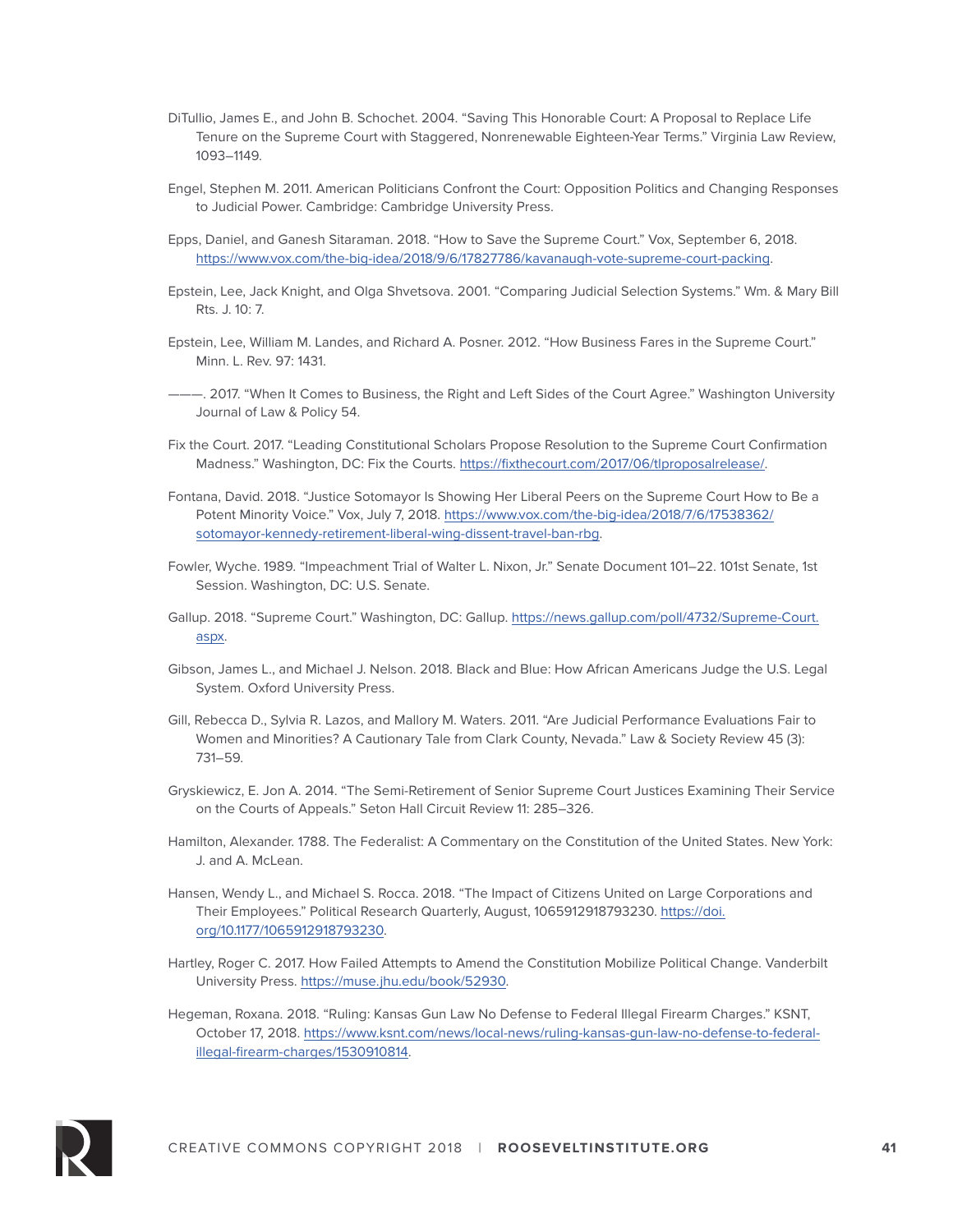DiTullio, James E., and John B. Schochet. 2004. "Saving This Honorable Court: A Proposal to Replace Life Tenure on the Supreme Court with Staggered, Nonrenewable Eighteen-Year Terms." Virginia Law Review, 1093–1149.

Engel, Stephen M. 2011. American Politicians Confront the Court: Opposition Politics and Changing Responses to Judicial Power. Cambridge: Cambridge University Press.

Epps, Daniel, and Ganesh Sitaraman. 2018. "How to Save the Supreme Court." Vox, September 6, 2018. https://www.vox.com/the-big-idea/2018/9/6/17827786/kavanaugh-vote-supreme-court-packing.

Epstein, Lee, Jack Knight, and Olga Shvetsova. 2001. "Comparing Judicial Selection Systems." Wm. & Mary Bill Rts. J. 10: 7.

Epstein, Lee, William M. Landes, and Richard A. Posner. 2012. "How Business Fares in the Supreme Court." Minn. L. Rev. 97: 1431.

———. 2017. "When It Comes to Business, the Right and Left Sides of the Court Agree." Washington University Journal of Law & Policy 54.

Fix the Court. 2017. "Leading Constitutional Scholars Propose Resolution to the Supreme Court Confirmation Madness." Washington, DC: Fix the Courts. https://fixthecourt.com/2017/06/tlproposalrelease/.

Fontana, David. 2018. "Justice Sotomayor Is Showing Her Liberal Peers on the Supreme Court How to Be a Potent Minority Voice." Vox, July 7, 2018. https://www.vox.com/the-big-idea/2018/7/6/17538362/sotomayor-kennedy-retirement-liberal-wing-dissent-travel-ban-rbg.

Fowler, Wyche. 1989. "Impeachment Trial of Walter L. Nixon, Jr." Senate Document 101–22. 101st Senate, 1st Session. Washington, DC: U.S. Senate.

Gallup. 2018. "Supreme Court." Washington, DC: Gallup. https://news.gallup.com/poll/4732/Supreme-Court.aspx.

Gibson, James L., and Michael J. Nelson. 2018. Black and Blue: How African Americans Judge the U.S. Legal System. Oxford University Press.

Gill, Rebecca D., Sylvia R. Lazos, and Mallory M. Waters. 2011. "Are Judicial Performance Evaluations Fair to Women and Minorities? A Cautionary Tale from Clark County, Nevada." Law & Society Review 45 (3): 731–59.

Gryskiewicz, E. Jon A. 2014. "The Semi-Retirement of Senior Supreme Court Justices Examining Their Service on the Courts of Appeals." Seton Hall Circuit Review 11: 285–326.

Hamilton, Alexander. 1788. The Federalist: A Commentary on the Constitution of the United States. New York: J. and A. McLean.

Hansen, Wendy L., and Michael S. Rocca. 2018. "The Impact of Citizens United on Large Corporations and Their Employees." Political Research Quarterly, August, 1065912918793230. https://doi.org/10.1177/1065912918793230.

Hartley, Roger C. 2017. How Failed Attempts to Amend the Constitution Mobilize Political Change. Vanderbilt University Press. https://muse.jhu.edu/book/52930.

Hegeman, Roxana. 2018. "Ruling: Kansas Gun Law No Defense to Federal Illegal Firearm Charges." KSNT, October 17, 2018. https://www.ksnt.com/news/local-news/ruling-kansas-gun-law-no-defense-to-federal-illegal-firearm-charges/1530910814.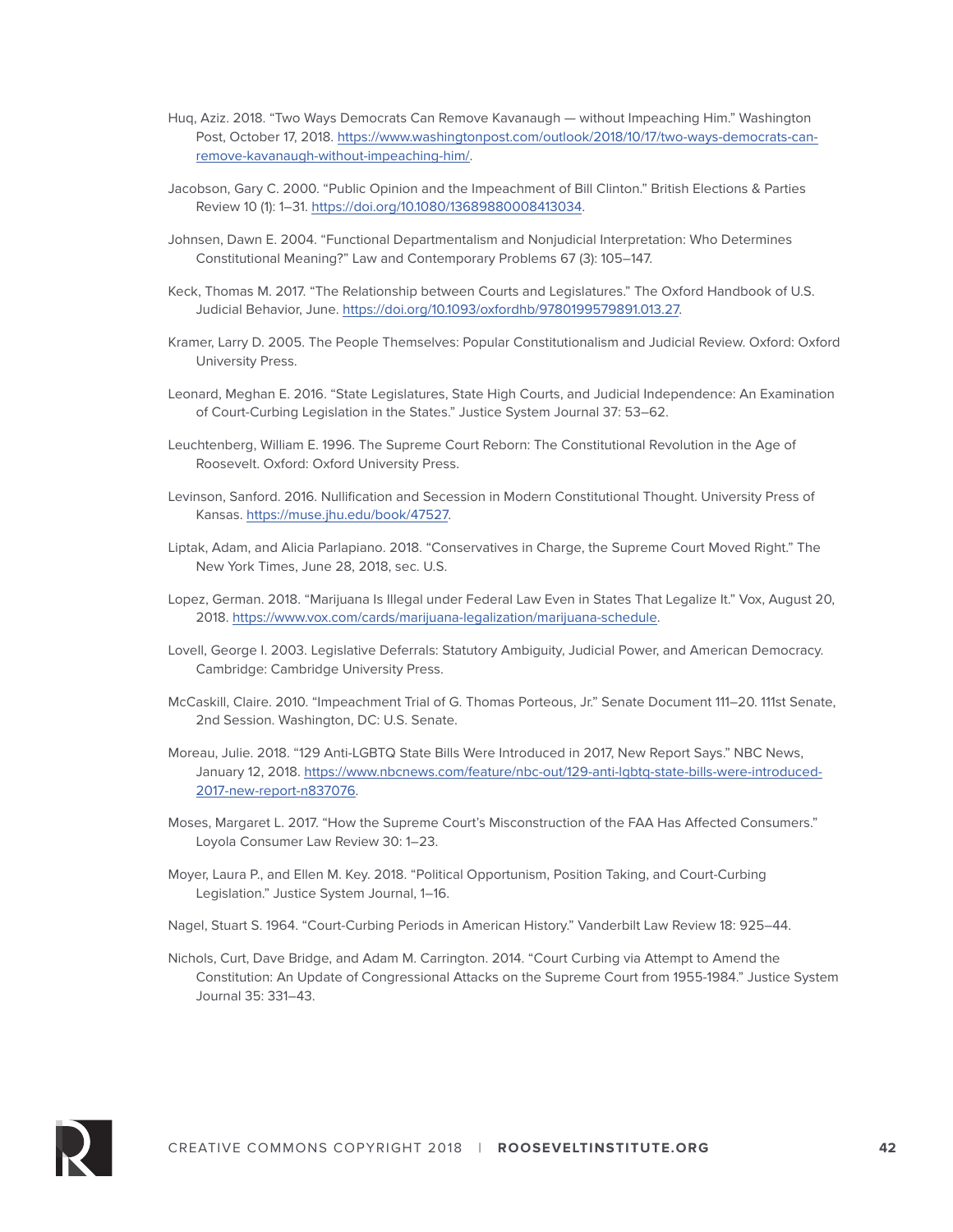Huq, Aziz. 2018. "Two Ways Democrats Can Remove Kavanaugh — without Impeaching Him." Washington Post, October 17, 2018. https://www.washingtonpost.com/outlook/2018/10/17/two-ways-democrats-can-remove-kavanaugh-without-impeaching-him/.

Jacobson, Gary C. 2000. "Public Opinion and the Impeachment of Bill Clinton." British Elections & Parties Review 10 (1): 1–31. https://doi.org/10.1080/13689880008413034.

Johnsen, Dawn E. 2004. "Functional Departmentalism and Nonjudicial Interpretation: Who Determines Constitutional Meaning?" Law and Contemporary Problems 67 (3): 105–147.

Keck, Thomas M. 2017. "The Relationship between Courts and Legislatures." The Oxford Handbook of U.S. Judicial Behavior, June. https://doi.org/10.1093/oxfordhb/9780199579891.013.27.

Kramer, Larry D. 2005. The People Themselves: Popular Constitutionalism and Judicial Review. Oxford: Oxford University Press.

Leonard, Meghan E. 2016. "State Legislatures, State High Courts, and Judicial Independence: An Examination of Court-Curbing Legislation in the States." Justice System Journal 37: 53–62.

Leuchtenberg, William E. 1996. The Supreme Court Reborn: The Constitutional Revolution in the Age of Roosevelt. Oxford: Oxford University Press.

Levinson, Sanford. 2016. Nullification and Secession in Modern Constitutional Thought. University Press of Kansas. https://muse.jhu.edu/book/47527.

Liptak, Adam, and Alicia Parlapiano. 2018. "Conservatives in Charge, the Supreme Court Moved Right." The New York Times, June 28, 2018, sec. U.S.

Lopez, German. 2018. "Marijuana Is Illegal under Federal Law Even in States That Legalize It." Vox, August 20, 2018. https://www.vox.com/cards/marijuana-legalization/marijuana-schedule.

Lovell, George I. 2003. Legislative Deferrals: Statutory Ambiguity, Judicial Power, and American Democracy. Cambridge: Cambridge University Press.

McCaskill, Claire. 2010. "Impeachment Trial of G. Thomas Porteous, Jr." Senate Document 111–20. 111st Senate, 2nd Session. Washington, DC: U.S. Senate.

Moreau, Julie. 2018. "129 Anti-LGBTQ State Bills Were Introduced in 2017, New Report Says." NBC News, January 12, 2018. https://www.nbcnews.com/feature/nbc-out/129-anti-lgbtq-state-bills-were-introduced-2017-new-report-n837076.

Moses, Margaret L. 2017. "How the Supreme Court's Misconstruction of the FAA Has Affected Consumers." Loyola Consumer Law Review 30: 1–23.

Moyer, Laura P., and Ellen M. Key. 2018. "Political Opportunism, Position Taking, and Court-Curbing Legislation." Justice System Journal, 1–16.

Nagel, Stuart S. 1964. "Court-Curbing Periods in American History." Vanderbilt Law Review 18: 925–44.

Nichols, Curt, Dave Bridge, and Adam M. Carrington. 2014. "Court Curbing via Attempt to Amend the Constitution: An Update of Congressional Attacks on the Supreme Court from 1955-1984." Justice System Journal 35: 331–43.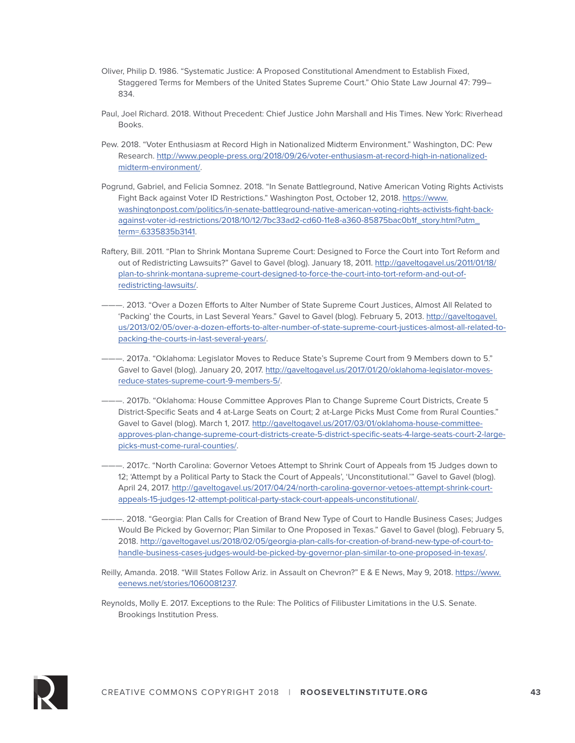Oliver, Philip D. 1986. "Systematic Justice: A Proposed Constitutional Amendment to Establish Fixed, Staggered Terms for Members of the United States Supreme Court." Ohio State Law Journal 47: 799–834.

Paul, Joel Richard. 2018. Without Precedent: Chief Justice John Marshall and His Times. New York: Riverhead Books.

Pew. 2018. "Voter Enthusiasm at Record High in Nationalized Midterm Environment." Washington, DC: Pew Research. http://www.people-press.org/2018/09/26/voter-enthusiasm-at-record-high-in-nationalized-midterm-environment/.

Pogrund, Gabriel, and Felicia Somnez. 2018. "In Senate Battleground, Native American Voting Rights Activists Fight Back against Voter ID Restrictions." Washington Post, October 12, 2018. https://www.washingtonpost.com/politics/in-senate-battleground-native-american-voting-rights-activists-fight-back-against-voter-id-restrictions/2018/10/12/7bc33ad2-cd60-11e8-a360-85875bac0b1f_story.html?utm_term=.6335835b3141.

Raftery, Bill. 2011. "Plan to Shrink Montana Supreme Court: Designed to Force the Court into Tort Reform and out of Redistricting Lawsuits?" Gavel to Gavel (blog). January 18, 2011. http://gaveltogavel.us/2011/01/18/plan-to-shrink-montana-supreme-court-designed-to-force-the-court-into-tort-reform-and-out-of-redistricting-lawsuits/.

———. 2013. "Over a Dozen Efforts to Alter Number of State Supreme Court Justices, Almost All Related to 'Packing' the Courts, in Last Several Years." Gavel to Gavel (blog). February 5, 2013. http://gaveltogavel.us/2013/02/05/over-a-dozen-efforts-to-alter-number-of-state-supreme-court-justices-almost-all-related-to-packing-the-courts-in-last-several-years/.

———. 2017a. "Oklahoma: Legislator Moves to Reduce State's Supreme Court from 9 Members down to 5." Gavel to Gavel (blog). January 20, 2017. http://gaveltogavel.us/2017/01/20/oklahoma-legislator-moves-reduce-states-supreme-court-9-members-5/.

———. 2017b. "Oklahoma: House Committee Approves Plan to Change Supreme Court Districts, Create 5 District-Specific Seats and 4 at-Large Seats on Court; 2 at-Large Picks Must Come from Rural Counties." Gavel to Gavel (blog). March 1, 2017. http://gaveltogavel.us/2017/03/01/oklahoma-house-committee-approves-plan-change-supreme-court-districts-create-5-district-specific-seats-4-large-seats-court-2-large-picks-must-come-rural-counties/.

———. 2017c. "North Carolina: Governor Vetoes Attempt to Shrink Court of Appeals from 15 Judges down to 12; 'Attempt by a Political Party to Stack the Court of Appeals', 'Unconstitutional.'" Gavel to Gavel (blog). April 24, 2017. http://gaveltogavel.us/2017/04/24/north-carolina-governor-vetoes-attempt-shrink-court-appeals-15-judges-12-attempt-political-party-stack-court-appeals-unconstitutional/.

———. 2018. "Georgia: Plan Calls for Creation of Brand New Type of Court to Handle Business Cases; Judges Would Be Picked by Governor; Plan Similar to One Proposed in Texas." Gavel to Gavel (blog). February 5, 2018. http://gaveltogavel.us/2018/02/05/georgia-plan-calls-for-creation-of-brand-new-type-of-court-to-handle-business-cases-judges-would-be-picked-by-governor-plan-similar-to-one-proposed-in-texas/.

Reilly, Amanda. 2018. "Will States Follow Ariz. in Assault on Chevron?" E & E News, May 9, 2018. https://www.eenews.net/stories/1060081237.

Reynolds, Molly E. 2017. Exceptions to the Rule: The Politics of Filibuster Limitations in the U.S. Senate. Brookings Institution Press.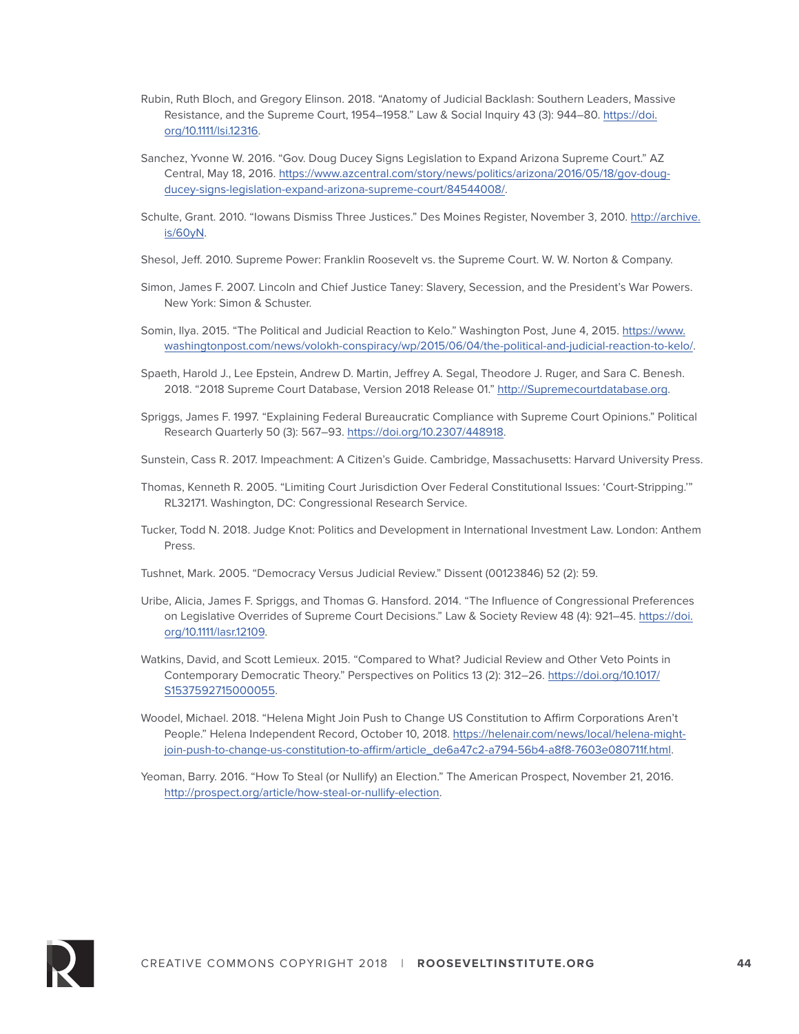Rubin, Ruth Bloch, and Gregory Elinson. 2018. "Anatomy of Judicial Backlash: Southern Leaders, Massive Resistance, and the Supreme Court, 1954–1958." Law & Social Inquiry 43 (3): 944–80. https://doi.org/10.1111/lsi.12316.

Sanchez, Yvonne W. 2016. "Gov. Doug Ducey Signs Legislation to Expand Arizona Supreme Court." AZ Central, May 18, 2016. https://www.azcentral.com/story/news/politics/arizona/2016/05/18/gov-doug-ducey-signs-legislation-expand-arizona-supreme-court/84544008/.

Schulte, Grant. 2010. "Iowans Dismiss Three Justices." Des Moines Register, November 3, 2010. http://archive.is/60yN.

Shesol, Jeff. 2010. Supreme Power: Franklin Roosevelt vs. the Supreme Court. W. W. Norton & Company.

Simon, James F. 2007. Lincoln and Chief Justice Taney: Slavery, Secession, and the President's War Powers. New York: Simon & Schuster.

Somin, Ilya. 2015. "The Political and Judicial Reaction to Kelo." Washington Post, June 4, 2015. https://www.washingtonpost.com/news/volokh-conspiracy/wp/2015/06/04/the-political-and-judicial-reaction-to-kelo/.

Spaeth, Harold J., Lee Epstein, Andrew D. Martin, Jeffrey A. Segal, Theodore J. Ruger, and Sara C. Benesh. 2018. "2018 Supreme Court Database, Version 2018 Release 01." http://Supremecourtdatabase.org.

Spriggs, James F. 1997. "Explaining Federal Bureaucratic Compliance with Supreme Court Opinions." Political Research Quarterly 50 (3): 567–93. https://doi.org/10.2307/448918.

Sunstein, Cass R. 2017. Impeachment: A Citizen's Guide. Cambridge, Massachusetts: Harvard University Press.

Thomas, Kenneth R. 2005. "Limiting Court Jurisdiction Over Federal Constitutional Issues: 'Court-Stripping.'" RL32171. Washington, DC: Congressional Research Service.

Tucker, Todd N. 2018. Judge Knot: Politics and Development in International Investment Law. London: Anthem Press.

Tushnet, Mark. 2005. "Democracy Versus Judicial Review." Dissent (00123846) 52 (2): 59.

Uribe, Alicia, James F. Spriggs, and Thomas G. Hansford. 2014. "The Influence of Congressional Preferences on Legislative Overrides of Supreme Court Decisions." Law & Society Review 48 (4): 921–45. https://doi.org/10.1111/lasr.12109.

Watkins, David, and Scott Lemieux. 2015. "Compared to What? Judicial Review and Other Veto Points in Contemporary Democratic Theory." Perspectives on Politics 13 (2): 312–26. https://doi.org/10.1017/S1537592715000055.

Woodel, Michael. 2018. "Helena Might Join Push to Change US Constitution to Affirm Corporations Aren't People." Helena Independent Record, October 10, 2018. https://helenair.com/news/local/helena-might-join-push-to-change-us-constitution-to-affirm/article_de6a47c2-a794-56b4-a8f8-7603e080711f.html.

Yeoman, Barry. 2016. "How To Steal (or Nullify) an Election." The American Prospect, November 21, 2016. http://prospect.org/article/how-steal-or-nullify-election.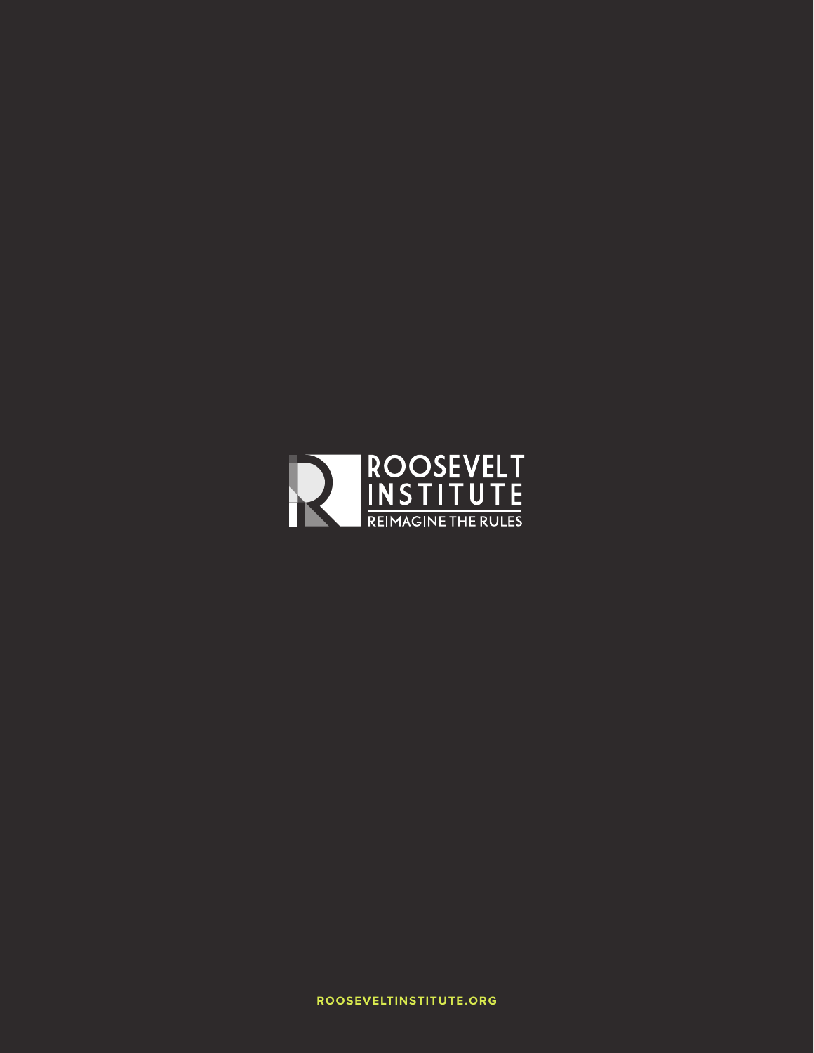ROOSEVELT INSTITUTE

REIMAGINE THE RULES

ROOSEVELTINSTITUTE.ORG